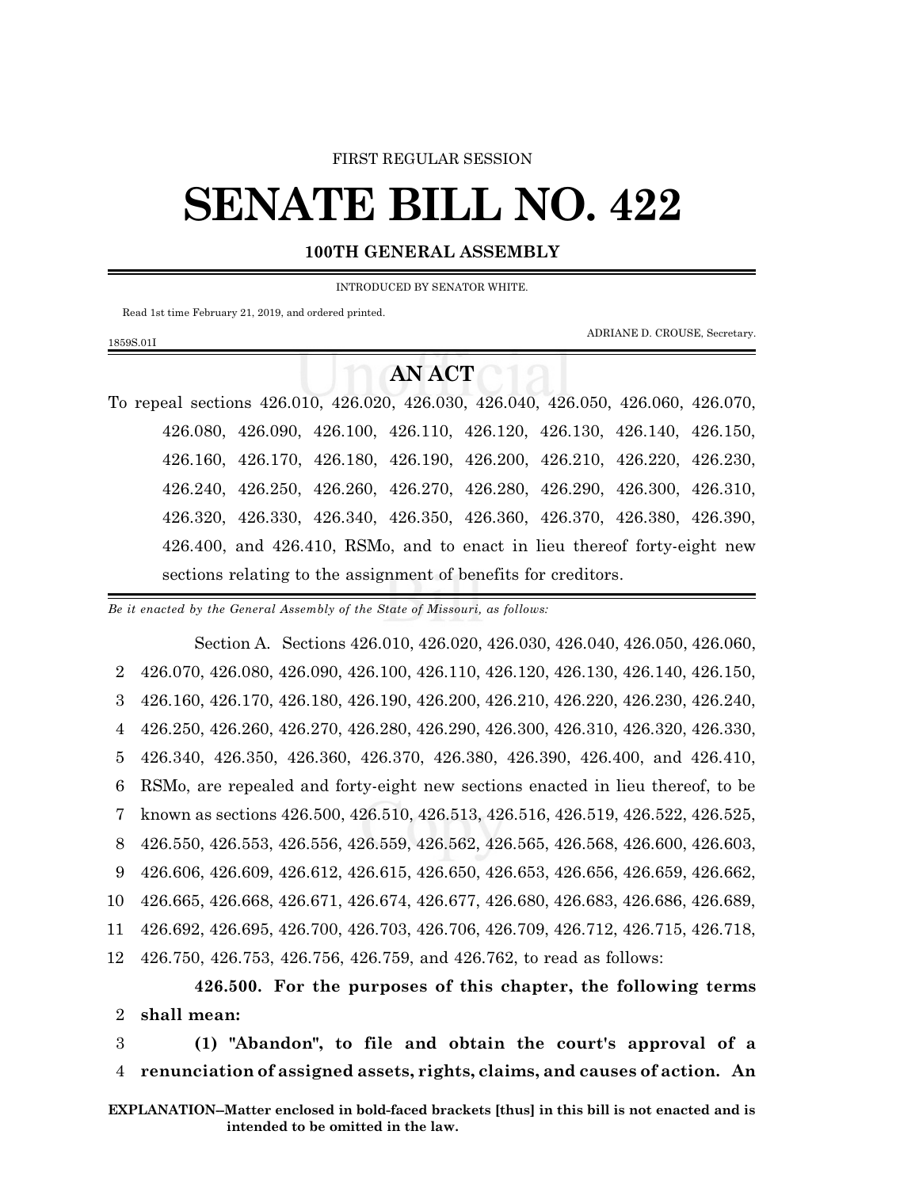FIRST REGULAR SESSION

# SENATE BILL NO. 422

## 100TH GENERAL ASSEMBLY

INTRODUCED BY SENATOR WHITE.

Read 1st time February 21, 2019, and ordered printed.

ADRIANE D. CROUSE, Secretary.

1859S.01I

## AN ACT

To repeal sections 426.010, 426.020, 426.030, 426.040, 426.050, 426.060, 426.070, 426.080, 426.090, 426.100, 426.110, 426.120, 426.130, 426.140, 426.150, 426.160, 426.170, 426.180, 426.190, 426.200, 426.210, 426.220, 426.230, 426.240, 426.250, 426.260, 426.270, 426.280, 426.290, 426.300, 426.310, 426.320, 426.330, 426.340, 426.350, 426.360, 426.370, 426.380, 426.390, 426.400, and 426.410, RSMo, and to enact in lieu thereof forty-eight new sections relating to the assignment of benefits for creditors.

*Be it enacted by the General Assembly of the State of Missouri, as follows:*

Section A. Sections 426.010, 426.020, 426.030, 426.040, 426.050, 426.060, 426.070, 426.080, 426.090, 426.100, 426.110, 426.120, 426.130, 426.140, 426.150, 426.160, 426.170, 426.180, 426.190, 426.200, 426.210, 426.220, 426.230, 426.240, 426.250, 426.260, 426.270, 426.280, 426.290, 426.300, 426.310, 426.320, 426.330, 426.340, 426.350, 426.360, 426.370, 426.380, 426.390, 426.400, and 426.410, RSMo, are repealed and forty-eight new sections enacted in lieu thereof, to be known as sections 426.500, 426.510, 426.513, 426.516, 426.519, 426.522, 426.525, 426.550, 426.553, 426.556, 426.559, 426.562, 426.565, 426.568, 426.600, 426.603, 426.606, 426.609, 426.612, 426.615, 426.650, 426.653, 426.656, 426.659, 426.662, 426.665, 426.668, 426.671, 426.674, 426.677, 426.680, 426.683, 426.686, 426.689, 426.692, 426.695, 426.700, 426.703, 426.706, 426.709, 426.712, 426.715, 426.718, 426.750, 426.753, 426.756, 426.759, and 426.762, to read as follows:

**426.500. For the purposes of this chapter, the following terms shall mean:**

**(1) "Abandon", to file and obtain the court's approval of a renunciation of assigned assets, rights, claims, and causes of action. An**

**EXPLANATION–Matter enclosed in bold-faced brackets [thus] in this bill is not enacted and is intended to be omitted in the law.**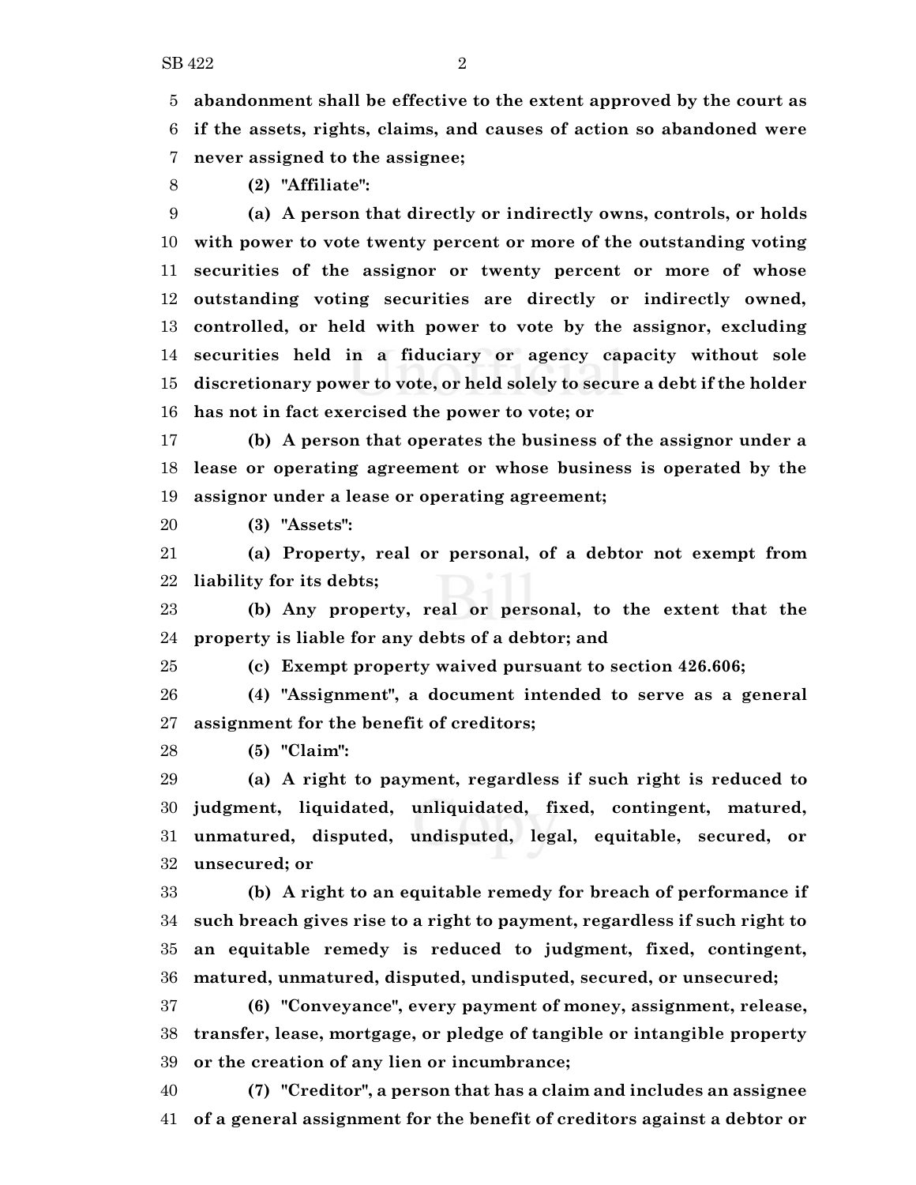**abandonment shall be effective to the extent approved by the court as if the assets, rights, claims, and causes of action so abandoned were never assigned to the assignee;**

**(2) "Affiliate":**

**(a) A person that directly or indirectly owns, controls, or holds with power to vote twenty percent or more of the outstanding voting securities of the assignor or twenty percent or more of whose outstanding voting securities are directly or indirectly owned, controlled, or held with power to vote by the assignor, excluding securities held in a fiduciary or agency capacity without sole discretionary power to vote, or held solely to secure a debt if the holder has not in fact exercised the power to vote; or**

**(b) A person that operates the business of the assignor under a lease or operating agreement or whose business is operated by the assignor under a lease or operating agreement;**

**(3) "Assets":**

**(a) Property, real or personal, of a debtor not exempt from liability for its debts;**

**(b) Any property, real or personal, to the extent that the property is liable for any debts of a debtor; and**

**(c) Exempt property waived pursuant to section 426.606;**

**(4) "Assignment", a document intended to serve as a general assignment for the benefit of creditors;**

**(5) "Claim":**

**(a) A right to payment, regardless if such right is reduced to judgment, liquidated, unliquidated, fixed, contingent, matured, unmatured, disputed, undisputed, legal, equitable, secured, or unsecured; or**

**(b) A right to an equitable remedy for breach of performance if such breach gives rise to a right to payment, regardless if such right to an equitable remedy is reduced to judgment, fixed, contingent, matured, unmatured, disputed, undisputed, secured, or unsecured;**

**(6) "Conveyance", every payment of money, assignment, release, transfer, lease, mortgage, or pledge of tangible or intangible property or the creation of any lien or incumbrance;**

**(7) "Creditor", a person that has a claim and includes an assignee of a general assignment for the benefit of creditors against a debtor or**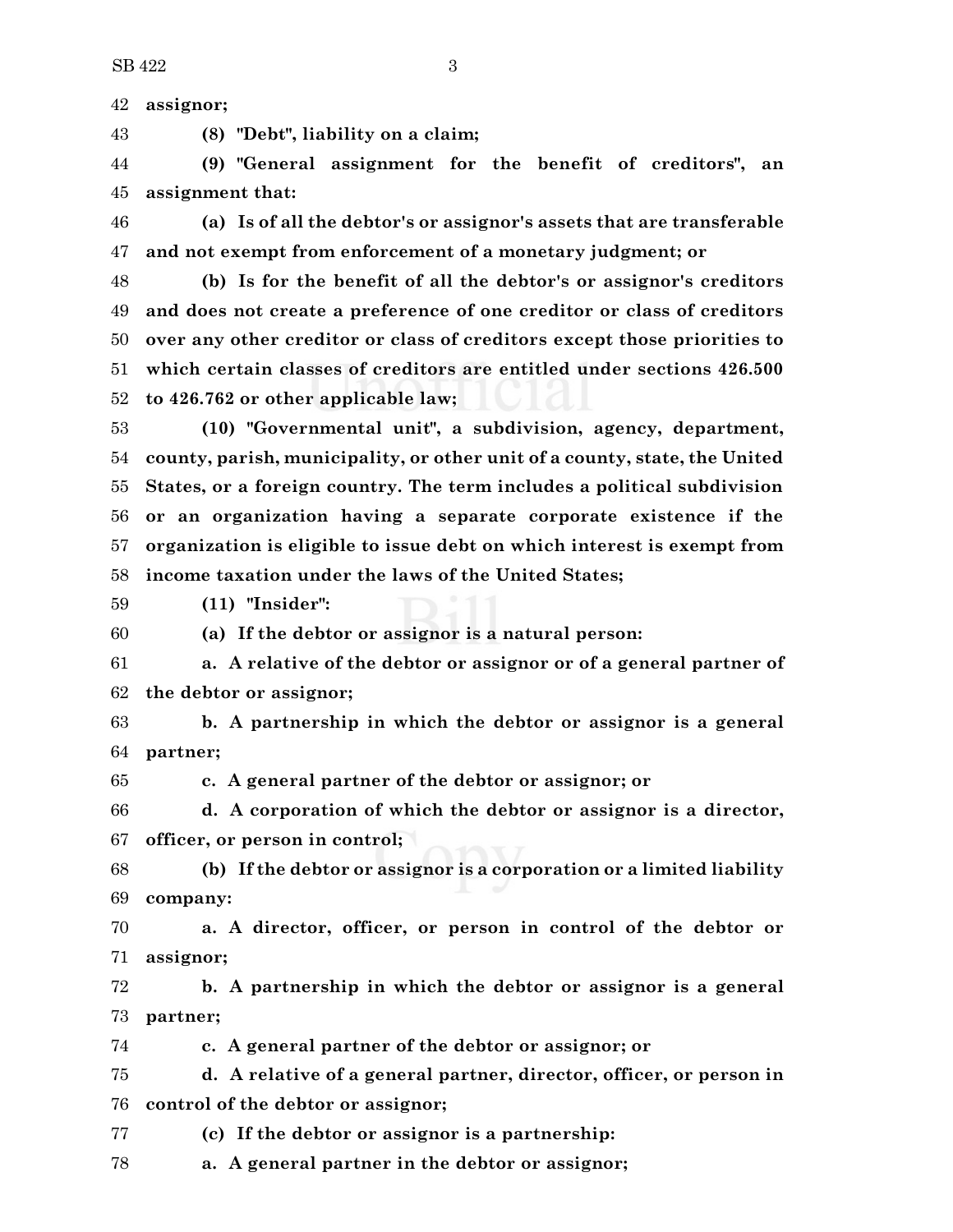**assignor;**

**(8) "Debt", liability on a claim;**

**(9) "General assignment for the benefit of creditors", an assignment that:**

**(a) Is of all the debtor's or assignor's assets that are transferable and not exempt from enforcement of a monetary judgment; or**

**(b) Is for the benefit of all the debtor's or assignor's creditors and does not create a preference of one creditor or class of creditors over any other creditor or class of creditors except those priorities to which certain classes of creditors are entitled under sections 426.500 to 426.762 or other applicable law;**

**(10) "Governmental unit", a subdivision, agency, department, county, parish, municipality, or other unit of a county, state, the United States, or a foreign country. The term includes a political subdivision or an organization having a separate corporate existence if the organization is eligible to issue debt on which interest is exempt from income taxation under the laws of the United States;**

**(11) "Insider":**

**(a) If the debtor or assignor is a natural person:**

**a. A relative of the debtor or assignor or of a general partner of the debtor or assignor;**

**b. A partnership in which the debtor or assignor is a general partner;**

**c. A general partner of the debtor or assignor; or**

**d. A corporation of which the debtor or assignor is a director, officer, or person in control;**

**(b) If the debtor or assignor is a corporation or a limited liability company:**

**a. A director, officer, or person in control of the debtor or assignor;**

**b. A partnership in which the debtor or assignor is a general partner;**

**c. A general partner of the debtor or assignor; or**

**d. A relative of a general partner, director, officer, or person in control of the debtor or assignor;**

**(c) If the debtor or assignor is a partnership:**

**a. A general partner in the debtor or assignor;**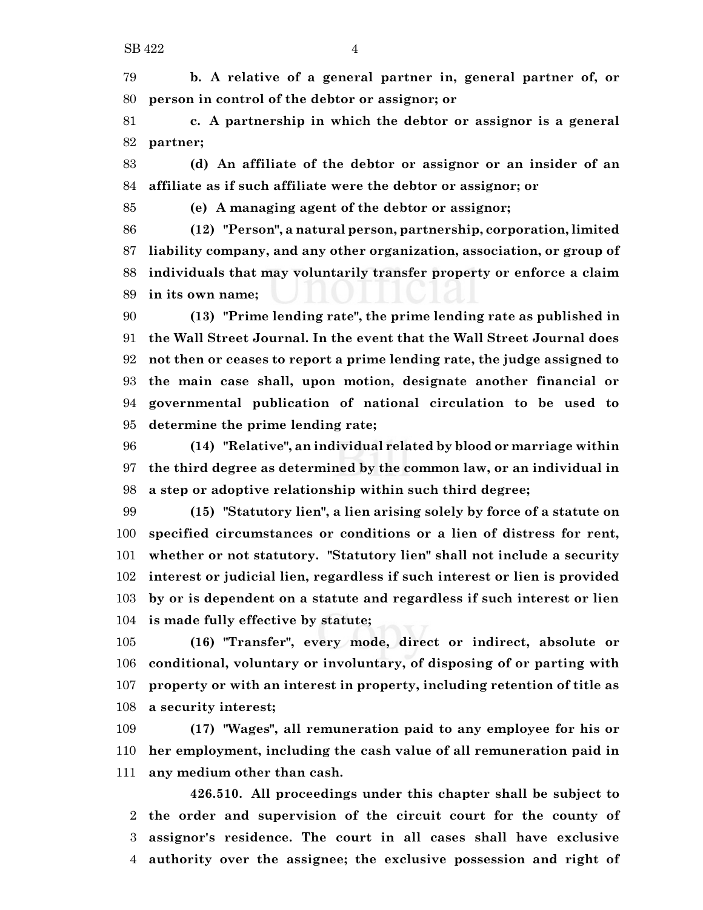**b. A relative of a general partner in, general partner of, or person in control of the debtor or assignor; or**

**c. A partnership in which the debtor or assignor is a general partner;**

**(d) An affiliate of the debtor or assignor or an insider of an affiliate as if such affiliate were the debtor or assignor; or**

**(e) A managing agent of the debtor or assignor;**

**(12) "Person", a natural person, partnership, corporation, limited liability company, and any other organization, association, or group of individuals that may voluntarily transfer property or enforce a claim in its own name;**

**(13) "Prime lending rate", the prime lending rate as published in the Wall Street Journal. In the event that the Wall Street Journal does not then or ceases to report a prime lending rate, the judge assigned to the main case shall, upon motion, designate another financial or governmental publication of national circulation to be used to determine the prime lending rate;**

**(14) "Relative", an individual related by blood or marriage within the third degree as determined by the common law, or an individual in a step or adoptive relationship within such third degree;**

**(15) "Statutory lien", a lien arising solely by force of a statute on specified circumstances or conditions or a lien of distress for rent, whether or not statutory. "Statutory lien" shall not include a security interest or judicial lien, regardless if such interest or lien is provided by or is dependent on a statute and regardless if such interest or lien is made fully effective by statute;**

**(16) "Transfer", every mode, direct or indirect, absolute or conditional, voluntary or involuntary, of disposing of or parting with property or with an interest in property, including retention of title as a security interest;**

**(17) "Wages", all remuneration paid to any employee for his or her employment, including the cash value of all remuneration paid in any medium other than cash.**

**426.510. All proceedings under this chapter shall be subject to the order and supervision of the circuit court for the county of assignor's residence. The court in all cases shall have exclusive authority over the assignee; the exclusive possession and right of**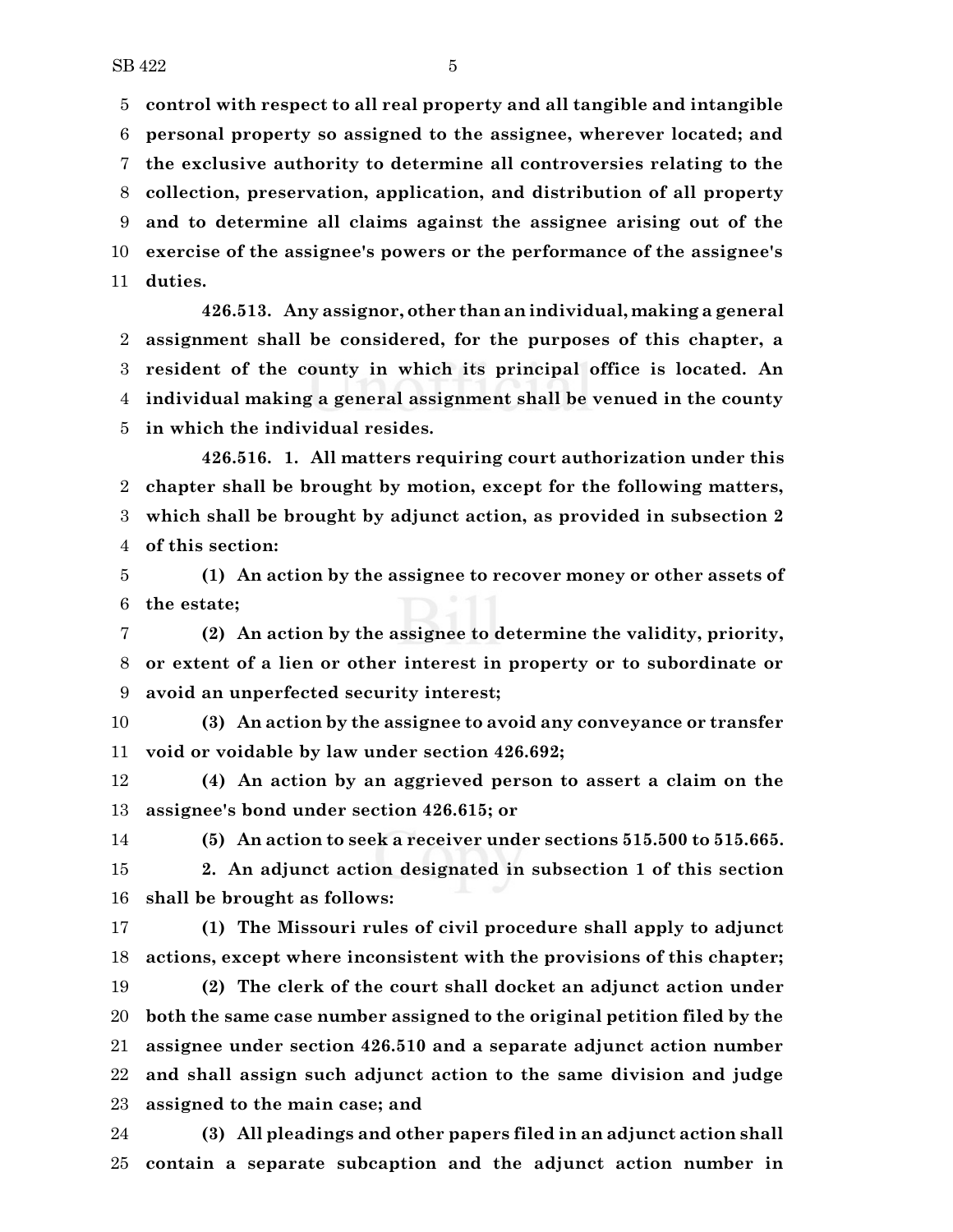**control with respect to all real property and all tangible and intangible personal property so assigned to the assignee, wherever located; and the exclusive authority to determine all controversies relating to the collection, preservation, application, and distribution of all property and to determine all claims against the assignee arising out of the exercise of the assignee's powers or the performance of the assignee's duties.**

**426.513. Any assignor, other than an individual, making a general assignment shall be considered, for the purposes of this chapter, a resident of the county in which its principal office is located. An individual making a general assignment shall be venued in the county in which the individual resides.**

**426.516. 1. All matters requiring court authorization under this chapter shall be brought by motion, except for the following matters, which shall be brought by adjunct action, as provided in subsection 2 of this section:**

**(1) An action by the assignee to recover money or other assets of the estate;**

**(2) An action by the assignee to determine the validity, priority, or extent of a lien or other interest in property or to subordinate or avoid an unperfected security interest;**

**(3) An action by the assignee to avoid any conveyance or transfer void or voidable by law under section 426.692;**

**(4) An action by an aggrieved person to assert a claim on the assignee's bond under section 426.615; or**

**(5) An action to seek a receiver under sections 515.500 to 515.665.**

**2. An adjunct action designated in subsection 1 of this section shall be brought as follows:**

**(1) The Missouri rules of civil procedure shall apply to adjunct actions, except where inconsistent with the provisions of this chapter;**

**(2) The clerk of the court shall docket an adjunct action under both the same case number assigned to the original petition filed by the assignee under section 426.510 and a separate adjunct action number and shall assign such adjunct action to the same division and judge assigned to the main case; and**

**(3) All pleadings and other papers filed in an adjunct action shall contain a separate subcaption and the adjunct action number in**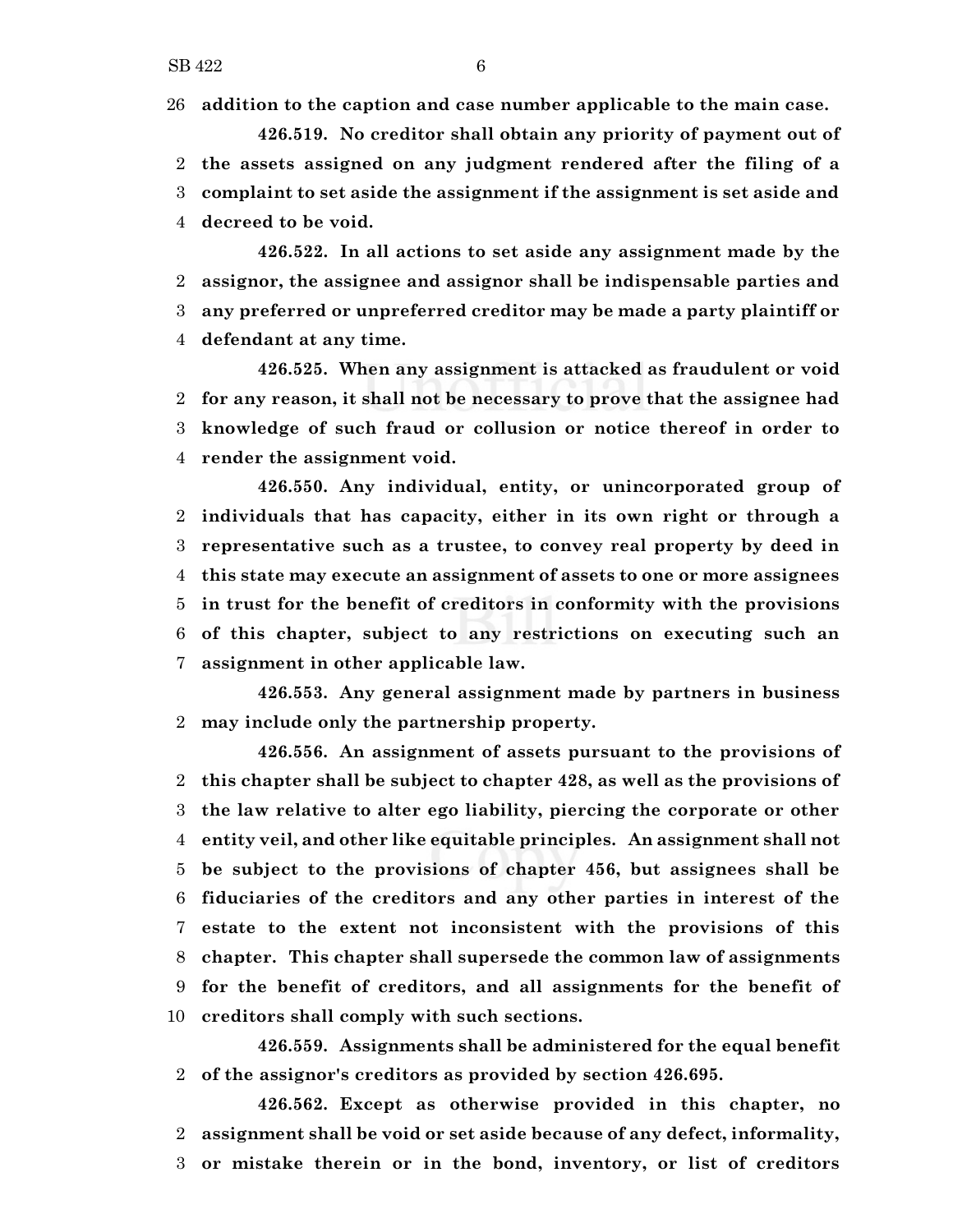**addition to the caption and case number applicable to the main case.**

**426.519. No creditor shall obtain any priority of payment out of the assets assigned on any judgment rendered after the filing of a complaint to set aside the assignment if the assignment is set aside and decreed to be void.**

**426.522. In all actions to set aside any assignment made by the assignor, the assignee and assignor shall be indispensable parties and any preferred or unpreferred creditor may be made a party plaintiff or defendant at any time.**

**426.525. When any assignment is attacked as fraudulent or void for any reason, it shall not be necessary to prove that the assignee had knowledge of such fraud or collusion or notice thereof in order to render the assignment void.**

**426.550. Any individual, entity, or unincorporated group of individuals that has capacity, either in its own right or through a representative such as a trustee, to convey real property by deed in this state may execute an assignment of assets to one or more assignees in trust for the benefit of creditors in conformity with the provisions of this chapter, subject to any restrictions on executing such an assignment in other applicable law.**

**426.553. Any general assignment made by partners in business may include only the partnership property.**

**426.556. An assignment of assets pursuant to the provisions of this chapter shall be subject to chapter 428, as well as the provisions of the law relative to alter ego liability, piercing the corporate or other entity veil, and other like equitable principles. An assignment shall not be subject to the provisions of chapter 456, but assignees shall be fiduciaries of the creditors and any other parties in interest of the estate to the extent not inconsistent with the provisions of this chapter. This chapter shall supersede the common law of assignments for the benefit of creditors, and all assignments for the benefit of creditors shall comply with such sections.**

**426.559. Assignments shall be administered for the equal benefit of the assignor's creditors as provided by section 426.695.**

**426.562. Except as otherwise provided in this chapter, no assignment shall be void or set aside because of any defect, informality, or mistake therein or in the bond, inventory, or list of creditors**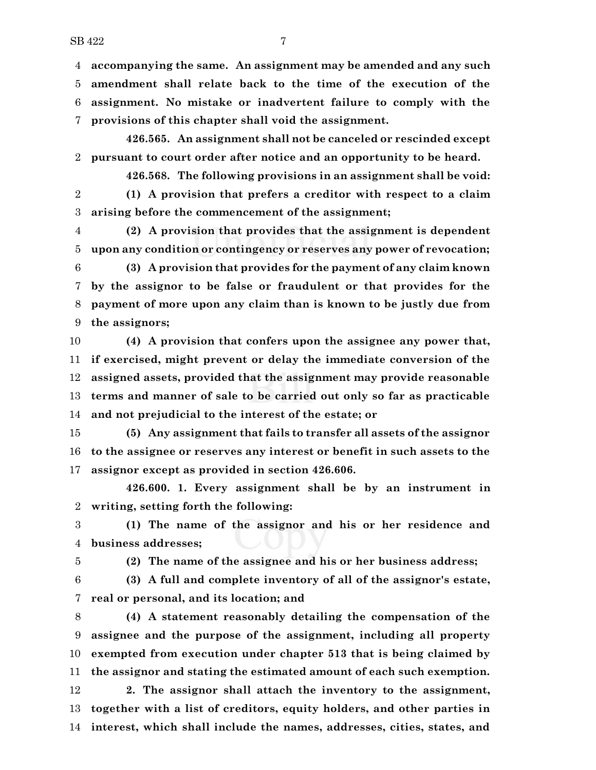**accompanying the same. An assignment may be amended and any such amendment shall relate back to the time of the execution of the assignment. No mistake or inadvertent failure to comply with the provisions of this chapter shall void the assignment.**

**426.565. An assignment shall not be canceled or rescinded except pursuant to court order after notice and an opportunity to be heard.**

**426.568. The following provisions in an assignment shall be void:**

**(1) A provision that prefers a creditor with respect to a claim arising before the commencement of the assignment;**

**(2) A provision that provides that the assignment is dependent upon any condition or contingency or reserves any power of revocation;**

**(3) A provision that provides for the payment of any claim known by the assignor to be false or fraudulent or that provides for the payment of more upon any claim than is known to be justly due from the assignors;**

**(4) A provision that confers upon the assignee any power that, if exercised, might prevent or delay the immediate conversion of the assigned assets, provided that the assignment may provide reasonable terms and manner of sale to be carried out only so far as practicable and not prejudicial to the interest of the estate; or**

**(5) Any assignment that fails to transfer all assets of the assignor to the assignee or reserves any interest or benefit in such assets to the assignor except as provided in section 426.606.**

**426.600. 1. Every assignment shall be by an instrument in writing, setting forth the following:**

**(1) The name of the assignor and his or her residence and business addresses;**

**(2) The name of the assignee and his or her business address;**

**(3) A full and complete inventory of all of the assignor's estate, real or personal, and its location; and**

**(4) A statement reasonably detailing the compensation of the assignee and the purpose of the assignment, including all property exempted from execution under chapter 513 that is being claimed by the assignor and stating the estimated amount of each such exemption.**

**2. The assignor shall attach the inventory to the assignment, together with a list of creditors, equity holders, and other parties in interest, which shall include the names, addresses, cities, states, and**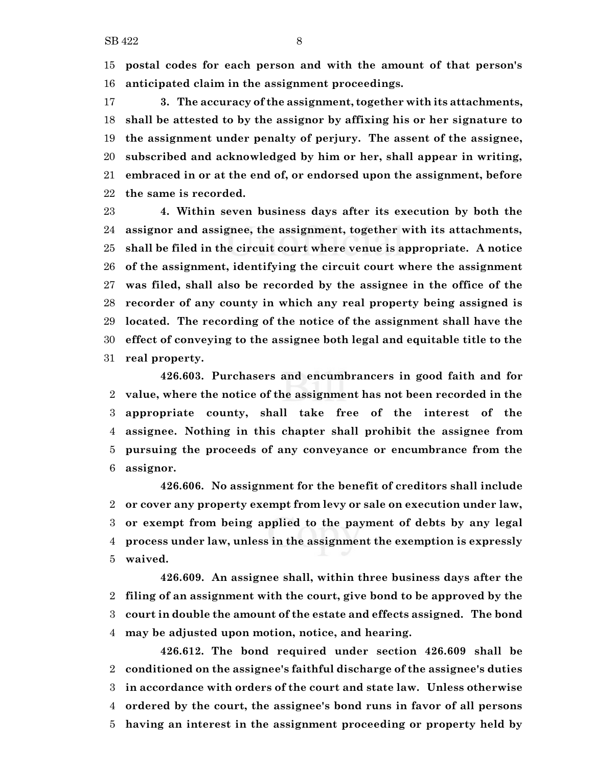**postal codes for each person and with the amount of that person's anticipated claim in the assignment proceedings.**

**3. The accuracy of the assignment, together with its attachments, shall be attested to by the assignor by affixing his or her signature to the assignment under penalty of perjury. The assent of the assignee, subscribed and acknowledged by him or her, shall appear in writing, embraced in or at the end of, or endorsed upon the assignment, before the same is recorded.**

**4. Within seven business days after its execution by both the assignor and assignee, the assignment, together with its attachments, shall be filed in the circuit court where venue is appropriate. A notice of the assignment, identifying the circuit court where the assignment was filed, shall also be recorded by the assignee in the office of the recorder of any county in which any real property being assigned is located. The recording of the notice of the assignment shall have the effect of conveying to the assignee both legal and equitable title to the real property.**

**426.603. Purchasers and encumbrancers in good faith and for value, where the notice of the assignment has not been recorded in the appropriate county, shall take free of the interest of the assignee. Nothing in this chapter shall prohibit the assignee from pursuing the proceeds of any conveyance or encumbrance from the assignor.**

**426.606. No assignment for the benefit of creditors shall include or cover any property exempt from levy or sale on execution under law, or exempt from being applied to the payment of debts by any legal process under law, unless in the assignment the exemption is expressly waived.**

**426.609. An assignee shall, within three business days after the filing of an assignment with the court, give bond to be approved by the court in double the amount of the estate and effects assigned. The bond may be adjusted upon motion, notice, and hearing.**

**426.612. The bond required under section 426.609 shall be conditioned on the assignee's faithful discharge of the assignee's duties in accordance with orders of the court and state law. Unless otherwise ordered by the court, the assignee's bond runs in favor of all persons having an interest in the assignment proceeding or property held by**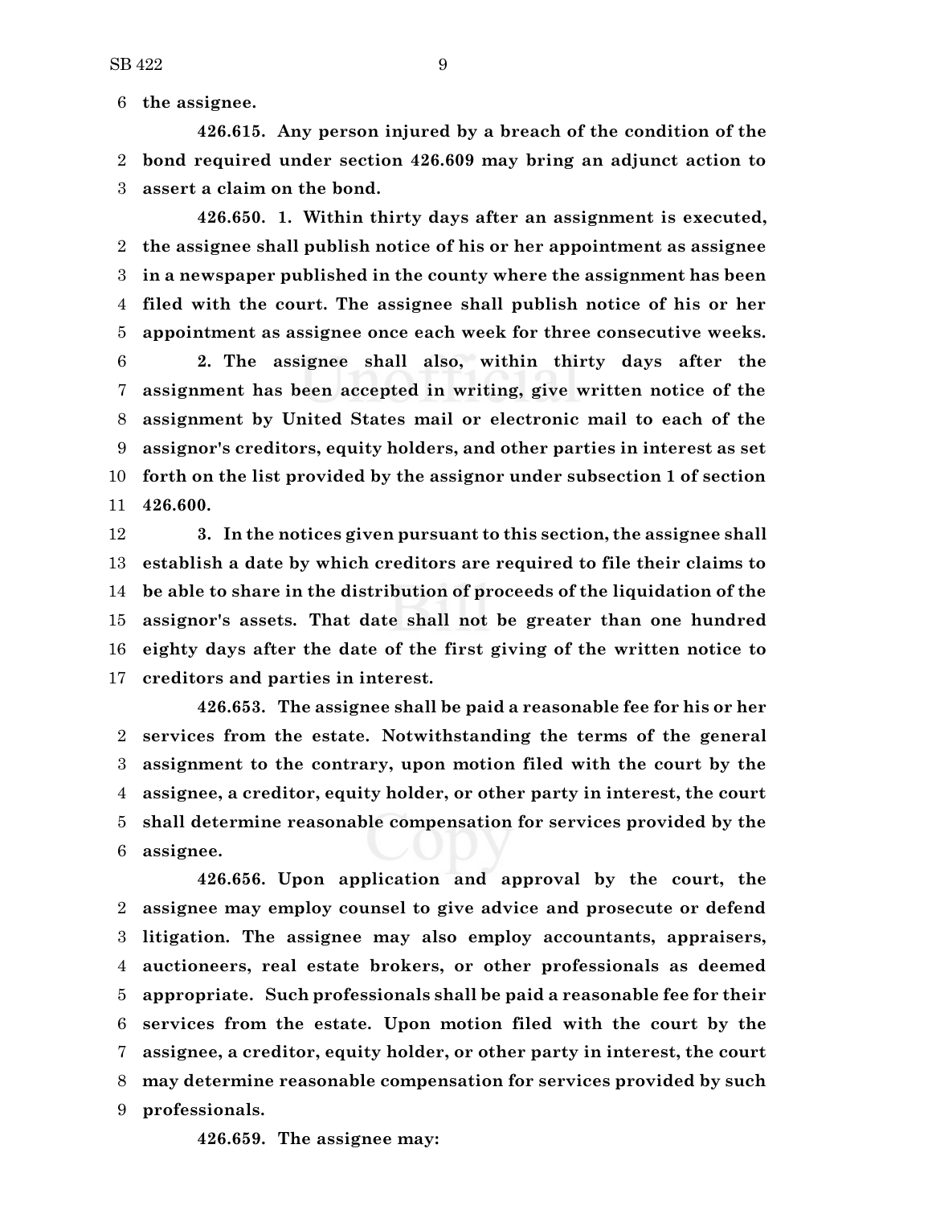**the assignee.**

**426.615. Any person injured by a breach of the condition of the bond required under section 426.609 may bring an adjunct action to assert a claim on the bond.**

**426.650. 1. Within thirty days after an assignment is executed, the assignee shall publish notice of his or her appointment as assignee in a newspaper published in the county where the assignment has been filed with the court. The assignee shall publish notice of his or her appointment as assignee once each week for three consecutive weeks.**

**2. The assignee shall also, within thirty days after the assignment has been accepted in writing, give written notice of the assignment by United States mail or electronic mail to each of the assignor's creditors, equity holders, and other parties in interest as set forth on the list provided by the assignor under subsection 1 of section 426.600.**

**3. In the notices given pursuant to this section, the assignee shall establish a date by which creditors are required to file their claims to be able to share in the distribution of proceeds of the liquidation of the assignor's assets. That date shall not be greater than one hundred eighty days after the date of the first giving of the written notice to creditors and parties in interest.**

**426.653. The assignee shall be paid a reasonable fee for his or her services from the estate. Notwithstanding the terms of the general assignment to the contrary, upon motion filed with the court by the assignee, a creditor, equity holder, or other party in interest, the court shall determine reasonable compensation for services provided by the assignee.**

**426.656. Upon application and approval by the court, the assignee may employ counsel to give advice and prosecute or defend litigation. The assignee may also employ accountants, appraisers, auctioneers, real estate brokers, or other professionals as deemed appropriate. Such professionals shall be paid a reasonable fee for their services from the estate. Upon motion filed with the court by the assignee, a creditor, equity holder, or other party in interest, the court may determine reasonable compensation for services provided by such professionals.**

**426.659. The assignee may:**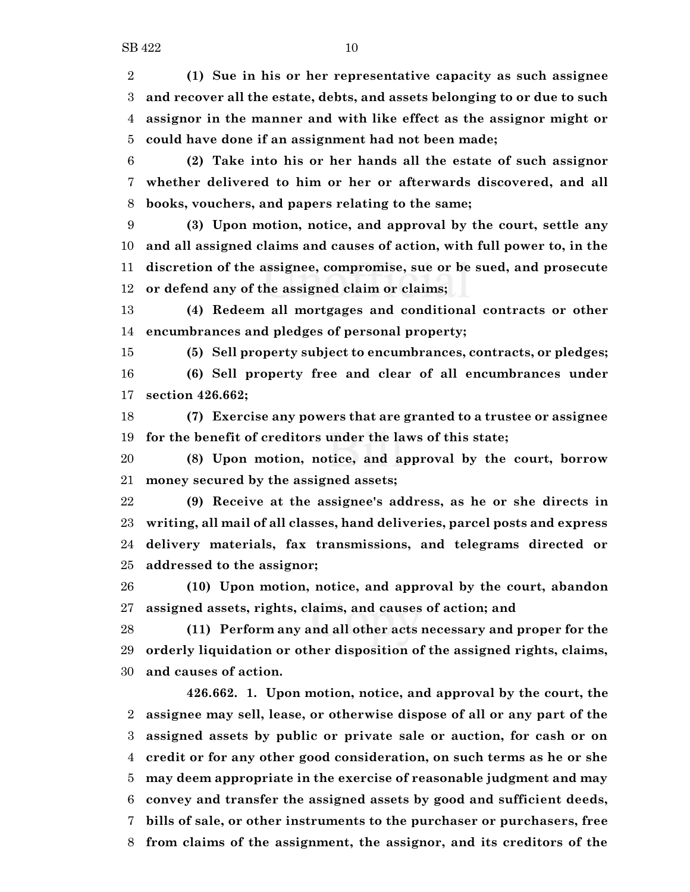**(1) Sue in his or her representative capacity as such assignee and recover all the estate, debts, and assets belonging to or due to such assignor in the manner and with like effect as the assignor might or could have done if an assignment had not been made;**

**(2) Take into his or her hands all the estate of such assignor whether delivered to him or her or afterwards discovered, and all books, vouchers, and papers relating to the same;**

**(3) Upon motion, notice, and approval by the court, settle any and all assigned claims and causes of action, with full power to, in the discretion of the assignee, compromise, sue or be sued, and prosecute or defend any of the assigned claim or claims;**

**(4) Redeem all mortgages and conditional contracts or other encumbrances and pledges of personal property;**

**(5) Sell property subject to encumbrances, contracts, or pledges;**

**(6) Sell property free and clear of all encumbrances under section 426.662;**

**(7) Exercise any powers that are granted to a trustee or assignee for the benefit of creditors under the laws of this state;**

**(8) Upon motion, notice, and approval by the court, borrow money secured by the assigned assets;**

**(9) Receive at the assignee's address, as he or she directs in writing, all mail of all classes, hand deliveries, parcel posts and express delivery materials, fax transmissions, and telegrams directed or addressed to the assignor;**

**(10) Upon motion, notice, and approval by the court, abandon assigned assets, rights, claims, and causes of action; and**

**(11) Perform any and all other acts necessary and proper for the orderly liquidation or other disposition of the assigned rights, claims, and causes of action.**

**426.662. 1. Upon motion, notice, and approval by the court, the assignee may sell, lease, or otherwise dispose of all or any part of the assigned assets by public or private sale or auction, for cash or on credit or for any other good consideration, on such terms as he or she may deem appropriate in the exercise of reasonable judgment and may convey and transfer the assigned assets by good and sufficient deeds, bills of sale, or other instruments to the purchaser or purchasers, free from claims of the assignment, the assignor, and its creditors of the**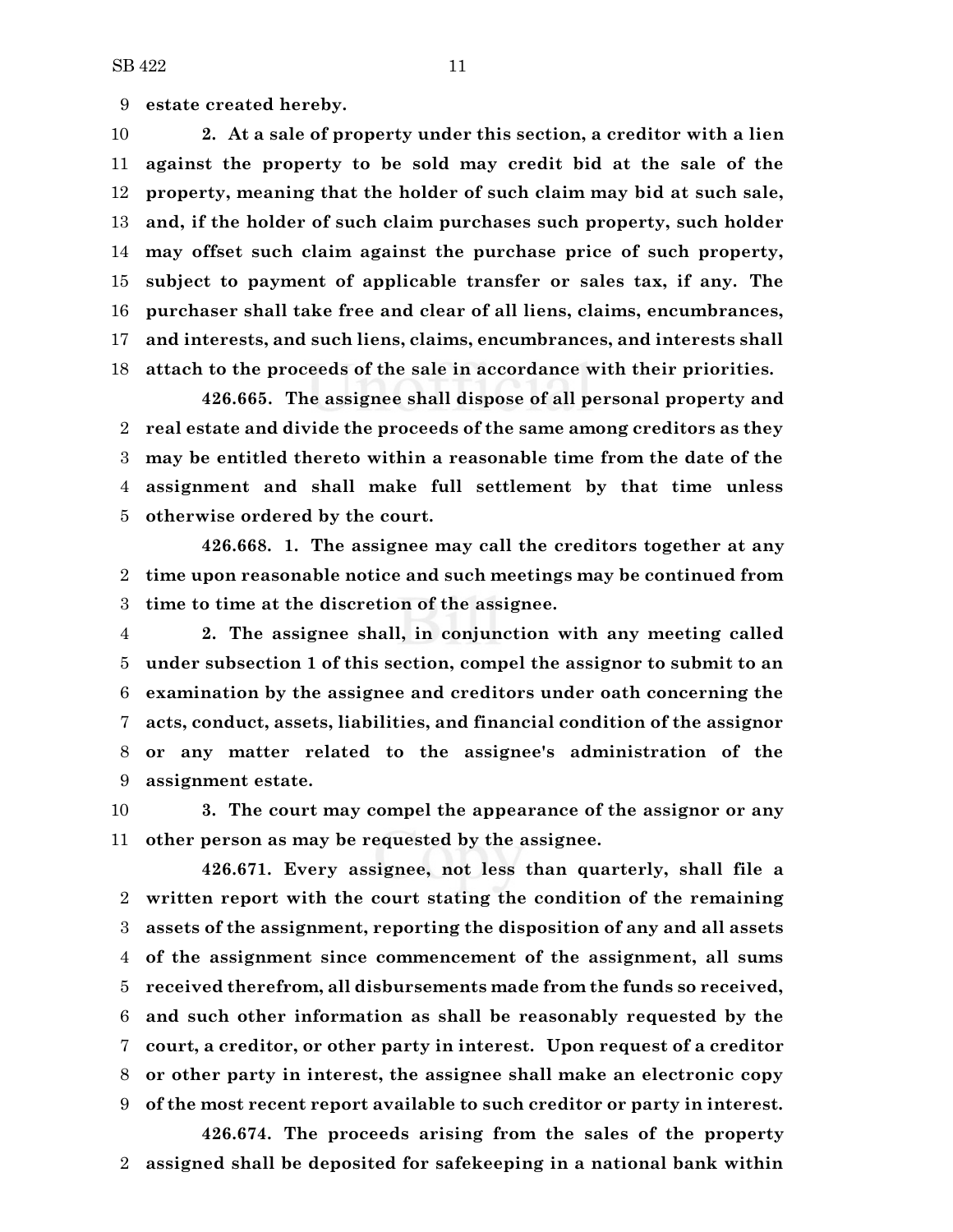**estate created hereby.**

**2. At a sale of property under this section, a creditor with a lien against the property to be sold may credit bid at the sale of the property, meaning that the holder of such claim may bid at such sale, and, if the holder of such claim purchases such property, such holder may offset such claim against the purchase price of such property, subject to payment of applicable transfer or sales tax, if any. The purchaser shall take free and clear of all liens, claims, encumbrances, and interests, and such liens, claims, encumbrances, and interests shall attach to the proceeds of the sale in accordance with their priorities.**

**426.665. The assignee shall dispose of all personal property and real estate and divide the proceeds of the same among creditors as they may be entitled thereto within a reasonable time from the date of the assignment and shall make full settlement by that time unless otherwise ordered by the court.**

**426.668. 1. The assignee may call the creditors together at any time upon reasonable notice and such meetings may be continued from time to time at the discretion of the assignee.**

**2. The assignee shall, in conjunction with any meeting called under subsection 1 of this section, compel the assignor to submit to an examination by the assignee and creditors under oath concerning the acts, conduct, assets, liabilities, and financial condition of the assignor or any matter related to the assignee's administration of the assignment estate.**

**3. The court may compel the appearance of the assignor or any other person as may be requested by the assignee.**

**426.671. Every assignee, not less than quarterly, shall file a written report with the court stating the condition of the remaining assets of the assignment, reporting the disposition of any and all assets of the assignment since commencement of the assignment, all sums received therefrom, all disbursements made from the funds so received, and such other information as shall be reasonably requested by the court, a creditor, or other party in interest. Upon request of a creditor or other party in interest, the assignee shall make an electronic copy of the most recent report available to such creditor or party in interest.**

**426.674. The proceeds arising from the sales of the property assigned shall be deposited for safekeeping in a national bank within**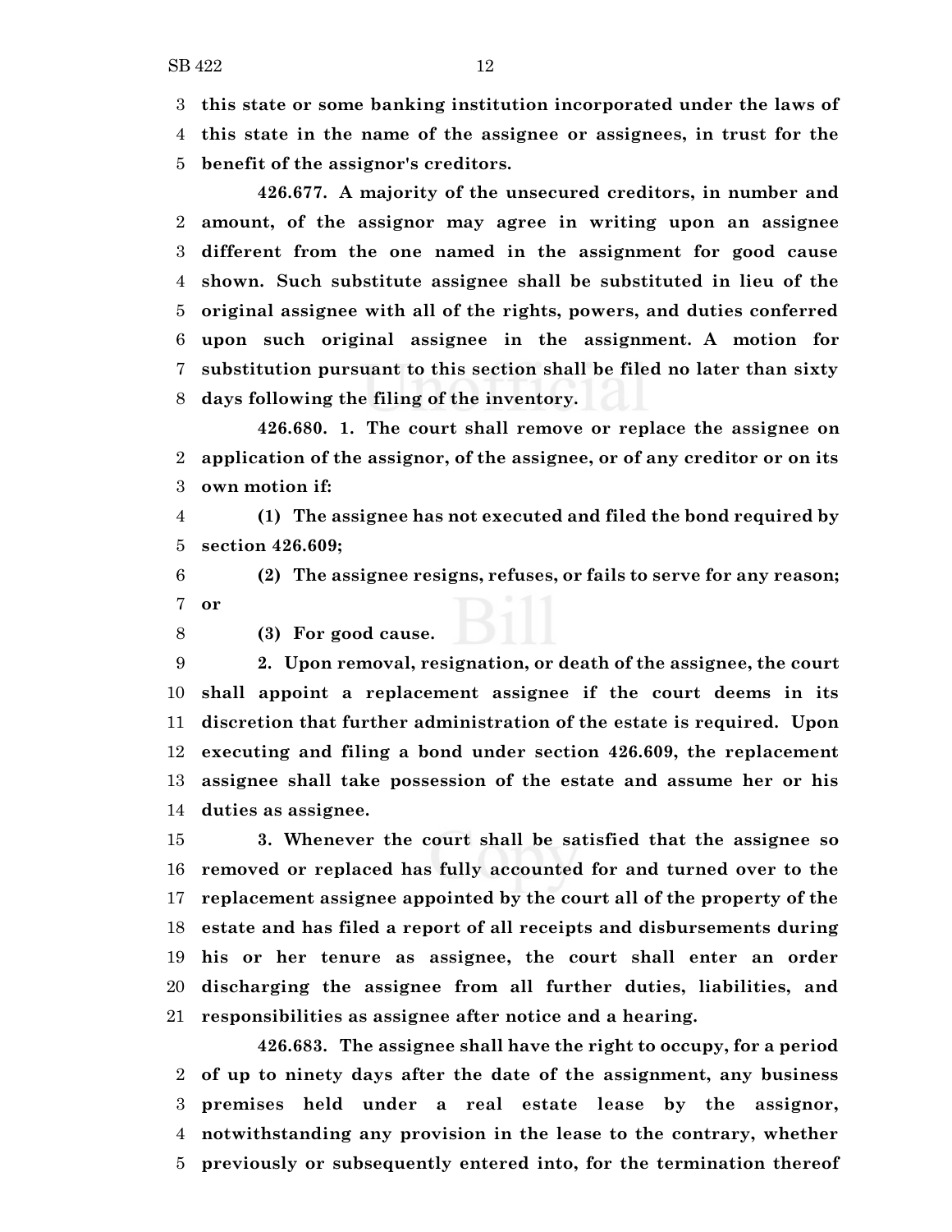**this state or some banking institution incorporated under the laws of this state in the name of the assignee or assignees, in trust for the benefit of the assignor's creditors.**

**426.677. A majority of the unsecured creditors, in number and amount, of the assignor may agree in writing upon an assignee different from the one named in the assignment for good cause shown. Such substitute assignee shall be substituted in lieu of the original assignee with all of the rights, powers, and duties conferred upon such original assignee in the assignment. A motion for substitution pursuant to this section shall be filed no later than sixty days following the filing of the inventory.**

**426.680. 1. The court shall remove or replace the assignee on application of the assignor, of the assignee, or of any creditor or on its own motion if:**

**(1) The assignee has not executed and filed the bond required by section 426.609;**

**(2) The assignee resigns, refuses, or fails to serve for any reason; or**

**(3) For good cause.**

**2. Upon removal, resignation, or death of the assignee, the court shall appoint a replacement assignee if the court deems in its discretion that further administration of the estate is required. Upon executing and filing a bond under section 426.609, the replacement assignee shall take possession of the estate and assume her or his duties as assignee.**

**3. Whenever the court shall be satisfied that the assignee so removed or replaced has fully accounted for and turned over to the replacement assignee appointed by the court all of the property of the estate and has filed a report of all receipts and disbursements during his or her tenure as assignee, the court shall enter an order discharging the assignee from all further duties, liabilities, and responsibilities as assignee after notice and a hearing.**

**426.683. The assignee shall have the right to occupy, for a period of up to ninety days after the date of the assignment, any business premises held under a real estate lease by the assignor, notwithstanding any provision in the lease to the contrary, whether previously or subsequently entered into, for the termination thereof**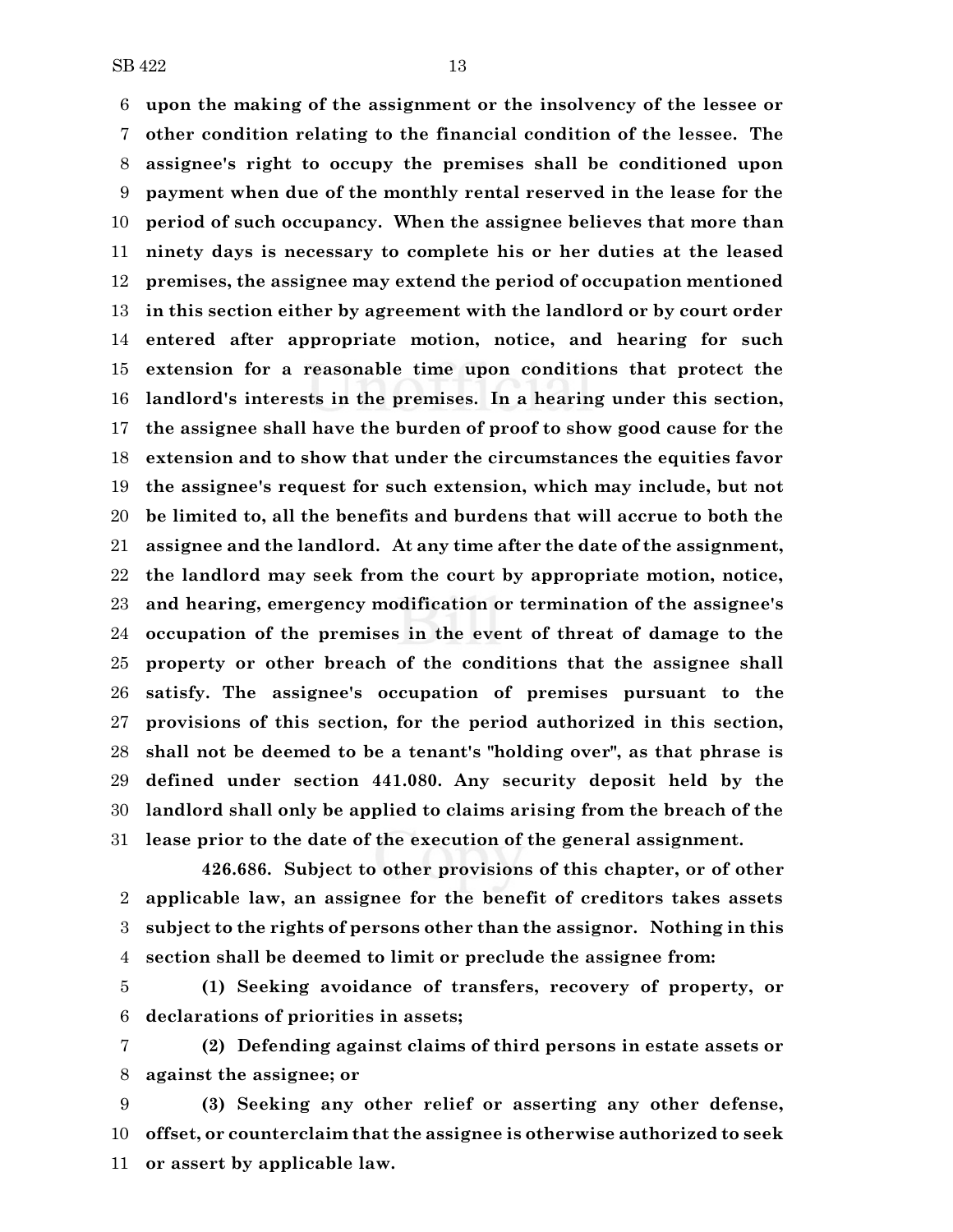**upon the making of the assignment or the insolvency of the lessee or other condition relating to the financial condition of the lessee. The assignee's right to occupy the premises shall be conditioned upon payment when due of the monthly rental reserved in the lease for the period of such occupancy. When the assignee believes that more than ninety days is necessary to complete his or her duties at the leased premises, the assignee may extend the period of occupation mentioned in this section either by agreement with the landlord or by court order entered after appropriate motion, notice, and hearing for such extension for a reasonable time upon conditions that protect the landlord's interests in the premises. In a hearing under this section, the assignee shall have the burden of proof to show good cause for the extension and to show that under the circumstances the equities favor the assignee's request for such extension, which may include, but not be limited to, all the benefits and burdens that will accrue to both the assignee and the landlord. At any time after the date of the assignment, the landlord may seek from the court by appropriate motion, notice, and hearing, emergency modification or termination of the assignee's occupation of the premises in the event of threat of damage to the property or other breach of the conditions that the assignee shall satisfy. The assignee's occupation of premises pursuant to the provisions of this section, for the period authorized in this section, shall not be deemed to be a tenant's "holding over", as that phrase is defined under section 441.080. Any security deposit held by the landlord shall only be applied to claims arising from the breach of the lease prior to the date of the execution of the general assignment.**

**426.686. Subject to other provisions of this chapter, or of other applicable law, an assignee for the benefit of creditors takes assets subject to the rights of persons other than the assignor. Nothing in this section shall be deemed to limit or preclude the assignee from:**

**(1) Seeking avoidance of transfers, recovery of property, or declarations of priorities in assets;**

**(2) Defending against claims of third persons in estate assets or against the assignee; or**

**(3) Seeking any other relief or asserting any other defense, offset, or counterclaim that the assignee is otherwise authorized to seek or assert by applicable law.**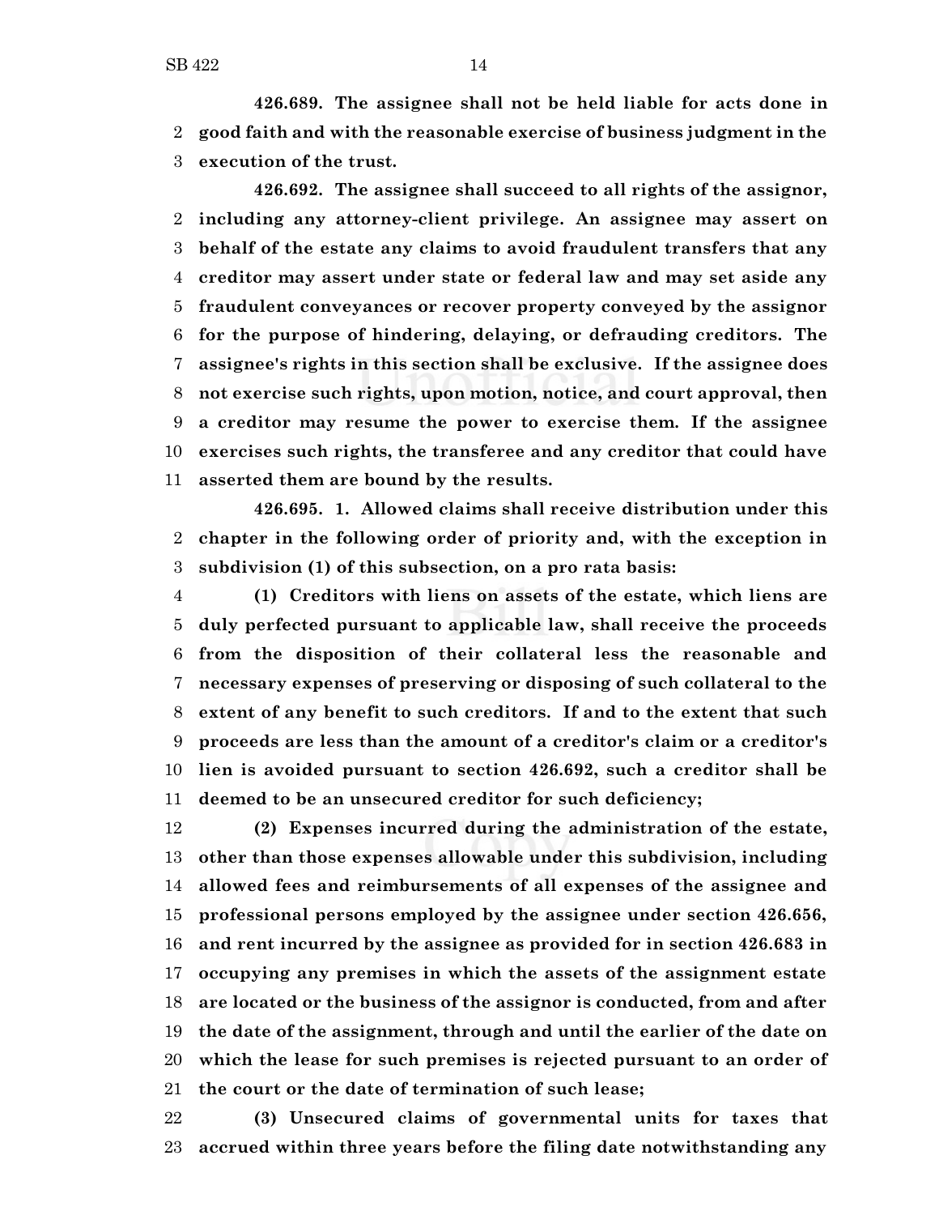**426.689. The assignee shall not be held liable for acts done in good faith and with the reasonable exercise of business judgment in the execution of the trust.**

**426.692. The assignee shall succeed to all rights of the assignor, including any attorney-client privilege. An assignee may assert on behalf of the estate any claims to avoid fraudulent transfers that any creditor may assert under state or federal law and may set aside any fraudulent conveyances or recover property conveyed by the assignor for the purpose of hindering, delaying, or defrauding creditors. The assignee's rights in this section shall be exclusive. If the assignee does not exercise such rights, upon motion, notice, and court approval, then a creditor may resume the power to exercise them. If the assignee exercises such rights, the transferee and any creditor that could have asserted them are bound by the results.**

**426.695. 1. Allowed claims shall receive distribution under this chapter in the following order of priority and, with the exception in subdivision (1) of this subsection, on a pro rata basis:**

**(1) Creditors with liens on assets of the estate, which liens are duly perfected pursuant to applicable law, shall receive the proceeds from the disposition of their collateral less the reasonable and necessary expenses of preserving or disposing of such collateral to the extent of any benefit to such creditors. If and to the extent that such proceeds are less than the amount of a creditor's claim or a creditor's lien is avoided pursuant to section 426.692, such a creditor shall be deemed to be an unsecured creditor for such deficiency;**

**(2) Expenses incurred during the administration of the estate, other than those expenses allowable under this subdivision, including allowed fees and reimbursements of all expenses of the assignee and professional persons employed by the assignee under section 426.656, and rent incurred by the assignee as provided for in section 426.683 in occupying any premises in which the assets of the assignment estate are located or the business of the assignor is conducted, from and after the date of the assignment, through and until the earlier of the date on which the lease for such premises is rejected pursuant to an order of the court or the date of termination of such lease;**

**(3) Unsecured claims of governmental units for taxes that accrued within three years before the filing date notwithstanding any**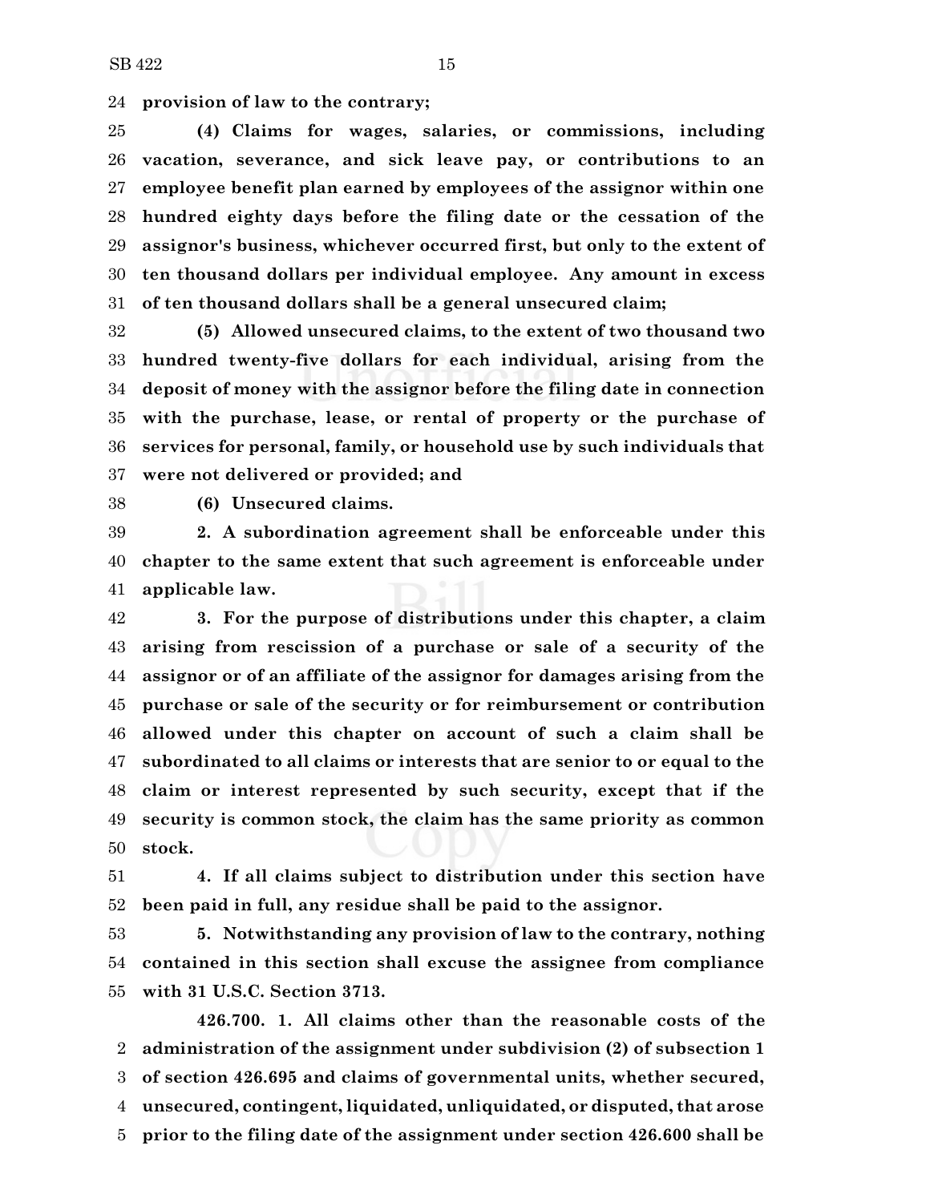**provision of law to the contrary;**

**(4) Claims for wages, salaries, or commissions, including vacation, severance, and sick leave pay, or contributions to an employee benefit plan earned by employees of the assignor within one hundred eighty days before the filing date or the cessation of the assignor's business, whichever occurred first, but only to the extent of ten thousand dollars per individual employee. Any amount in excess of ten thousand dollars shall be a general unsecured claim;**

**(5) Allowed unsecured claims, to the extent of two thousand two hundred twenty-five dollars for each individual, arising from the deposit of money with the assignor before the filing date in connection with the purchase, lease, or rental of property or the purchase of services for personal, family, or household use by such individuals that were not delivered or provided; and**

**(6) Unsecured claims.**

**2. A subordination agreement shall be enforceable under this chapter to the same extent that such agreement is enforceable under applicable law.**

**3. For the purpose of distributions under this chapter, a claim arising from rescission of a purchase or sale of a security of the assignor or of an affiliate of the assignor for damages arising from the purchase or sale of the security or for reimbursement or contribution allowed under this chapter on account of such a claim shall be subordinated to all claims or interests that are senior to or equal to the claim or interest represented by such security, except that if the security is common stock, the claim has the same priority as common stock.**

**4. If all claims subject to distribution under this section have been paid in full, any residue shall be paid to the assignor.**

**5. Notwithstanding any provision of law to the contrary, nothing contained in this section shall excuse the assignee from compliance with 31 U.S.C. Section 3713.**

**426.700. 1. All claims other than the reasonable costs of the administration of the assignment under subdivision (2) of subsection 1 of section 426.695 and claims of governmental units, whether secured, unsecured, contingent, liquidated, unliquidated, or disputed, that arose prior to the filing date of the assignment under section 426.600 shall be**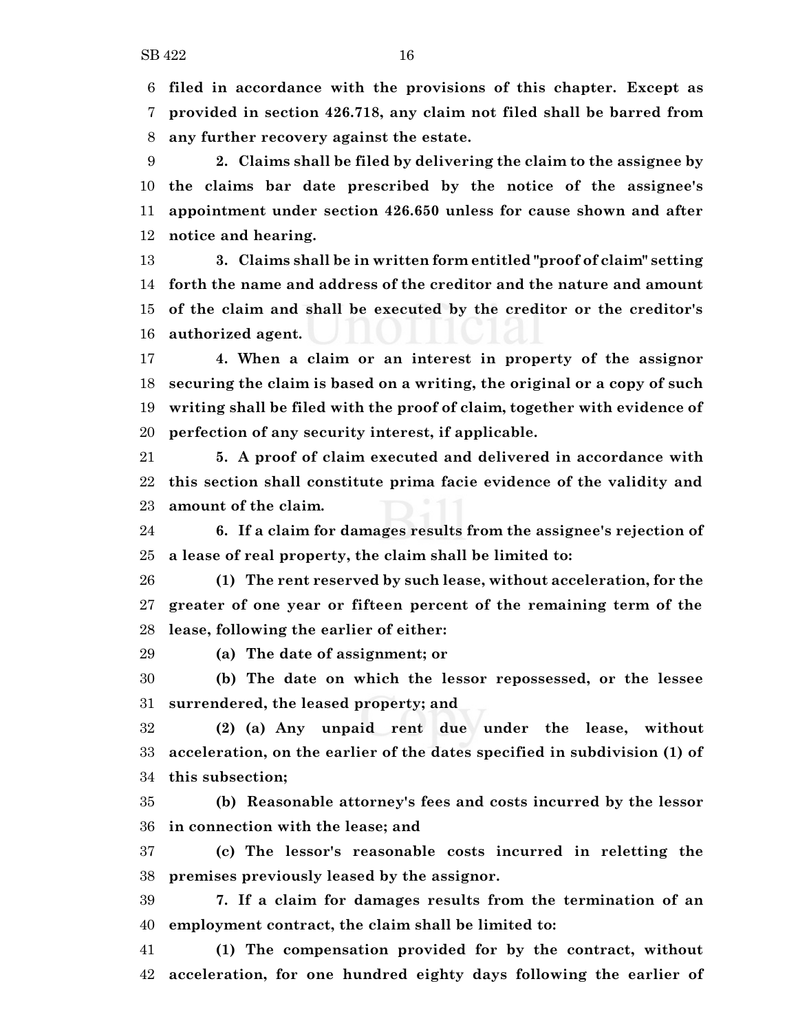**filed in accordance with the provisions of this chapter. Except as provided in section 426.718, any claim not filed shall be barred from any further recovery against the estate.**

**2. Claims shall be filed by delivering the claim to the assignee by the claims bar date prescribed by the notice of the assignee's appointment under section 426.650 unless for cause shown and after notice and hearing.**

**3. Claims shall be in written form entitled "proof of claim" setting forth the name and address of the creditor and the nature and amount of the claim and shall be executed by the creditor or the creditor's authorized agent.**

**4. When a claim or an interest in property of the assignor securing the claim is based on a writing, the original or a copy of such writing shall be filed with the proof of claim, together with evidence of perfection of any security interest, if applicable.**

**5. A proof of claim executed and delivered in accordance with this section shall constitute prima facie evidence of the validity and amount of the claim.**

**6. If a claim for damages results from the assignee's rejection of a lease of real property, the claim shall be limited to:**

**(1) The rent reserved by such lease, without acceleration, for the greater of one year or fifteen percent of the remaining term of the lease, following the earlier of either:**

**(a) The date of assignment; or**

**(b) The date on which the lessor repossessed, or the lessee surrendered, the leased property; and**

**(2) (a) Any unpaid rent due under the lease, without acceleration, on the earlier of the dates specified in subdivision (1) of this subsection;**

**(b) Reasonable attorney's fees and costs incurred by the lessor in connection with the lease; and**

**(c) The lessor's reasonable costs incurred in reletting the premises previously leased by the assignor.**

**7. If a claim for damages results from the termination of an employment contract, the claim shall be limited to:**

**(1) The compensation provided for by the contract, without acceleration, for one hundred eighty days following the earlier of**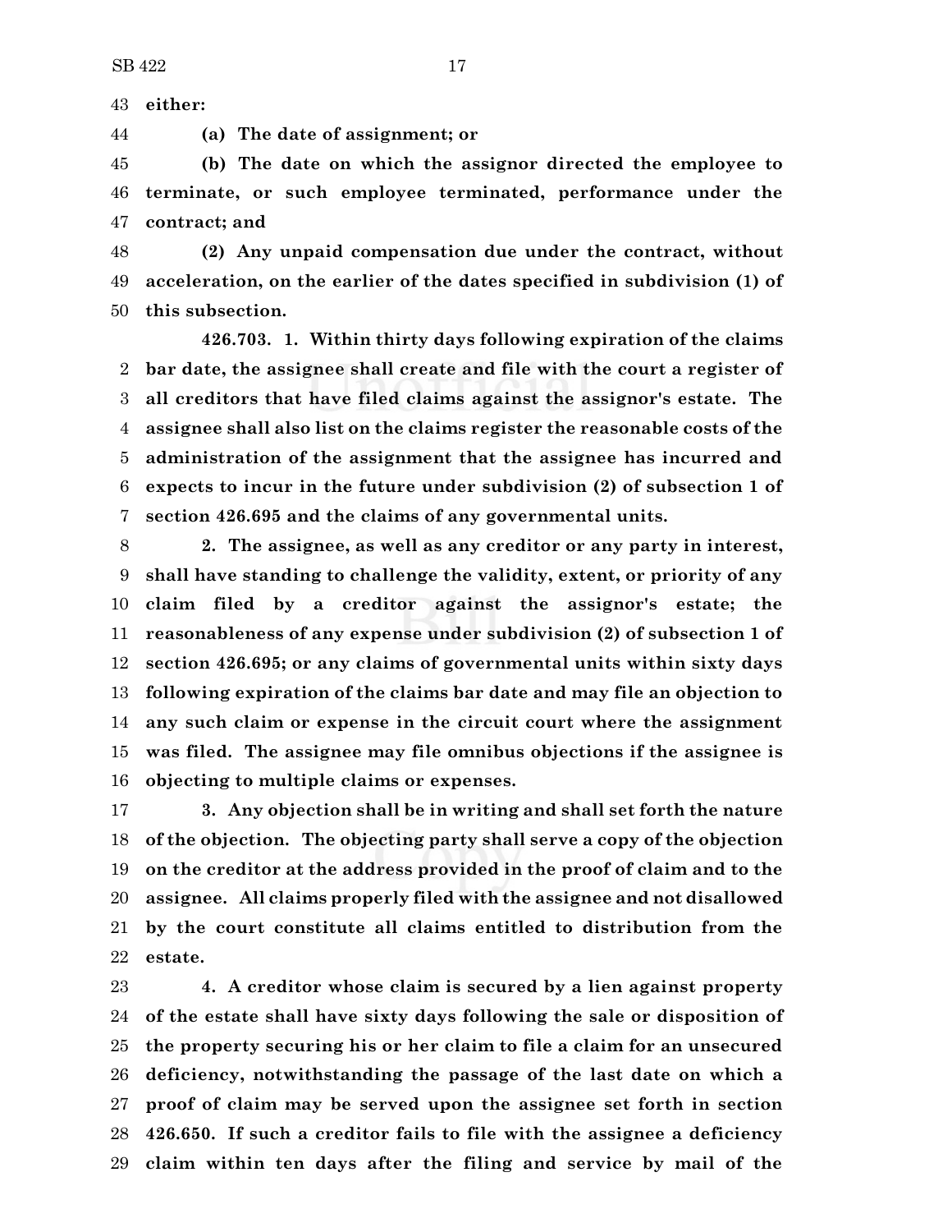**either:**

**(a) The date of assignment; or**

**(b) The date on which the assignor directed the employee to terminate, or such employee terminated, performance under the contract; and**

**(2) Any unpaid compensation due under the contract, without acceleration, on the earlier of the dates specified in subdivision (1) of this subsection.**

**426.703. 1. Within thirty days following expiration of the claims bar date, the assignee shall create and file with the court a register of all creditors that have filed claims against the assignor's estate. The assignee shall also list on the claims register the reasonable costs of the administration of the assignment that the assignee has incurred and expects to incur in the future under subdivision (2) of subsection 1 of section 426.695 and the claims of any governmental units.**

**2. The assignee, as well as any creditor or any party in interest, shall have standing to challenge the validity, extent, or priority of any claim filed by a creditor against the assignor's estate; the reasonableness of any expense under subdivision (2) of subsection 1 of section 426.695; or any claims of governmental units within sixty days following expiration of the claims bar date and may file an objection to any such claim or expense in the circuit court where the assignment was filed. The assignee may file omnibus objections if the assignee is objecting to multiple claims or expenses.**

**3. Any objection shall be in writing and shall set forth the nature of the objection. The objecting party shall serve a copy of the objection on the creditor at the address provided in the proof of claim and to the assignee. All claims properly filed with the assignee and not disallowed by the court constitute all claims entitled to distribution from the estate.**

**4. A creditor whose claim is secured by a lien against property of the estate shall have sixty days following the sale or disposition of the property securing his or her claim to file a claim for an unsecured deficiency, notwithstanding the passage of the last date on which a proof of claim may be served upon the assignee set forth in section 426.650. If such a creditor fails to file with the assignee a deficiency claim within ten days after the filing and service by mail of the**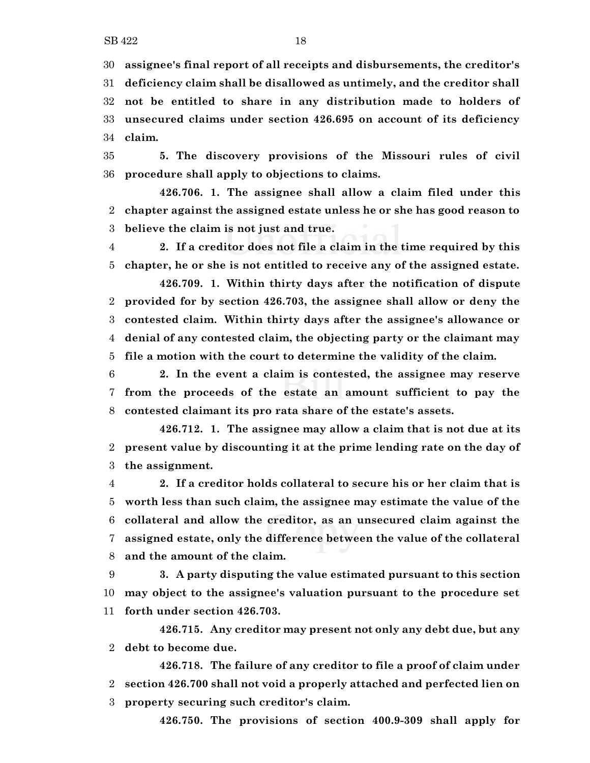**assignee's final report of all receipts and disbursements, the creditor's deficiency claim shall be disallowed as untimely, and the creditor shall not be entitled to share in any distribution made to holders of unsecured claims under section 426.695 on account of its deficiency claim.**

**5. The discovery provisions of the Missouri rules of civil procedure shall apply to objections to claims.**

**426.706. 1. The assignee shall allow a claim filed under this chapter against the assigned estate unless he or she has good reason to believe the claim is not just and true.**

**2. If a creditor does not file a claim in the time required by this chapter, he or she is not entitled to receive any of the assigned estate.**

**426.709. 1. Within thirty days after the notification of dispute provided for by section 426.703, the assignee shall allow or deny the contested claim. Within thirty days after the assignee's allowance or denial of any contested claim, the objecting party or the claimant may file a motion with the court to determine the validity of the claim.**

**2. In the event a claim is contested, the assignee may reserve from the proceeds of the estate an amount sufficient to pay the contested claimant its pro rata share of the estate's assets.**

**426.712. 1. The assignee may allow a claim that is not due at its present value by discounting it at the prime lending rate on the day of the assignment.**

**2. If a creditor holds collateral to secure his or her claim that is worth less than such claim, the assignee may estimate the value of the collateral and allow the creditor, as an unsecured claim against the assigned estate, only the difference between the value of the collateral and the amount of the claim.**

**3. A party disputing the value estimated pursuant to this section may object to the assignee's valuation pursuant to the procedure set forth under section 426.703.**

**426.715. Any creditor may present not only any debt due, but any debt to become due.**

**426.718. The failure of any creditor to file a proof of claim under section 426.700 shall not void a properly attached and perfected lien on property securing such creditor's claim.**

**426.750. The provisions of section 400.9-309 shall apply for**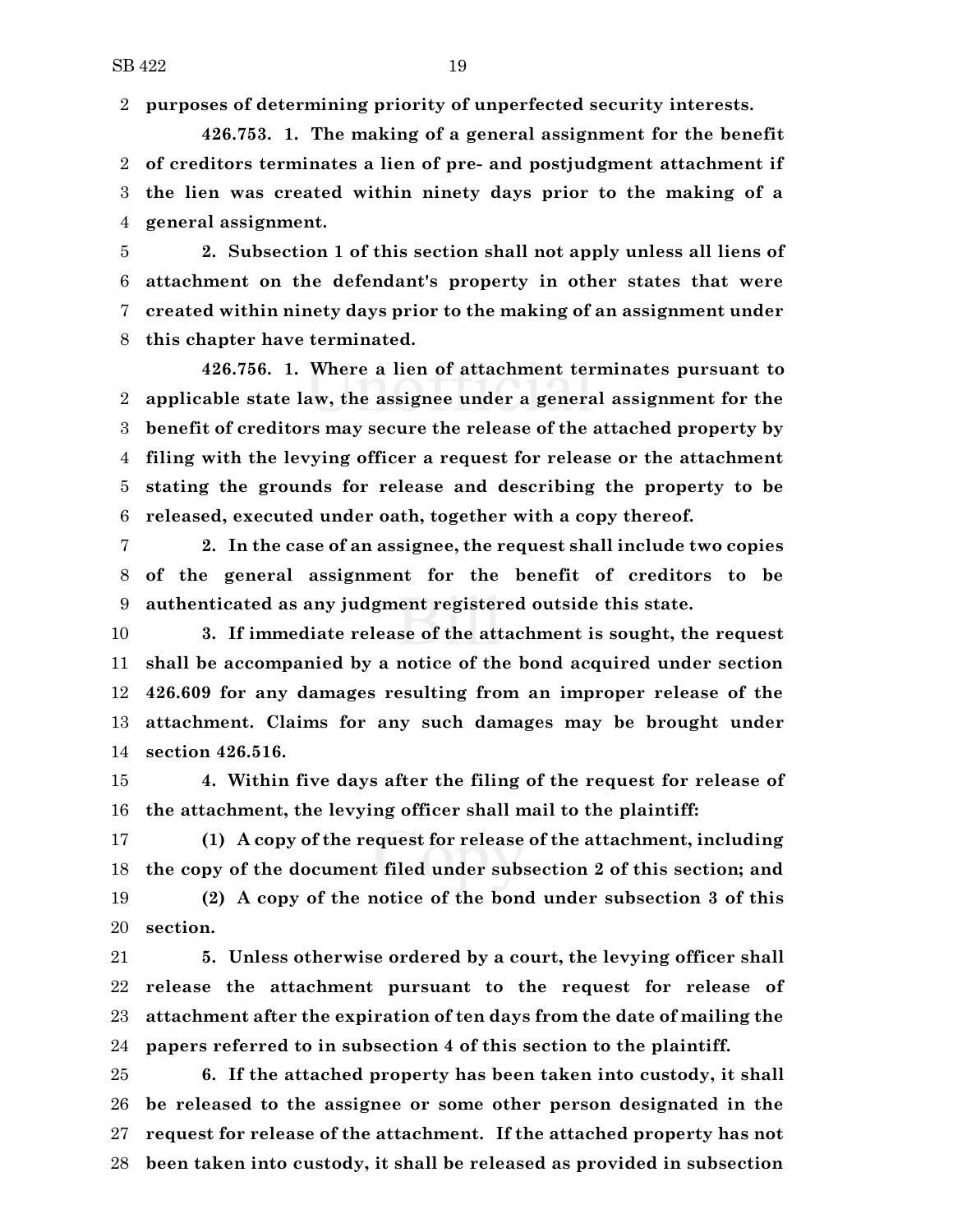**purposes of determining priority of unperfected security interests.**

**426.753. 1. The making of a general assignment for the benefit of creditors terminates a lien of pre- and postjudgment attachment if the lien was created within ninety days prior to the making of a general assignment.**

**2. Subsection 1 of this section shall not apply unless all liens of attachment on the defendant's property in other states that were created within ninety days prior to the making of an assignment under this chapter have terminated.**

**426.756. 1. Where a lien of attachment terminates pursuant to applicable state law, the assignee under a general assignment for the benefit of creditors may secure the release of the attached property by filing with the levying officer a request for release or the attachment stating the grounds for release and describing the property to be released, executed under oath, together with a copy thereof.**

**2. In the case of an assignee, the request shall include two copies of the general assignment for the benefit of creditors to be authenticated as any judgment registered outside this state.**

**3. If immediate release of the attachment is sought, the request shall be accompanied by a notice of the bond acquired under section 426.609 for any damages resulting from an improper release of the attachment. Claims for any such damages may be brought under section 426.516.**

**4. Within five days after the filing of the request for release of the attachment, the levying officer shall mail to the plaintiff:**

**(1) A copy of the request for release of the attachment, including the copy of the document filed under subsection 2 of this section; and**

**(2) A copy of the notice of the bond under subsection 3 of this section.**

**5. Unless otherwise ordered by a court, the levying officer shall release the attachment pursuant to the request for release of attachment after the expiration of ten days from the date of mailing the papers referred to in subsection 4 of this section to the plaintiff.**

**6. If the attached property has been taken into custody, it shall be released to the assignee or some other person designated in the request for release of the attachment. If the attached property has not been taken into custody, it shall be released as provided in subsection**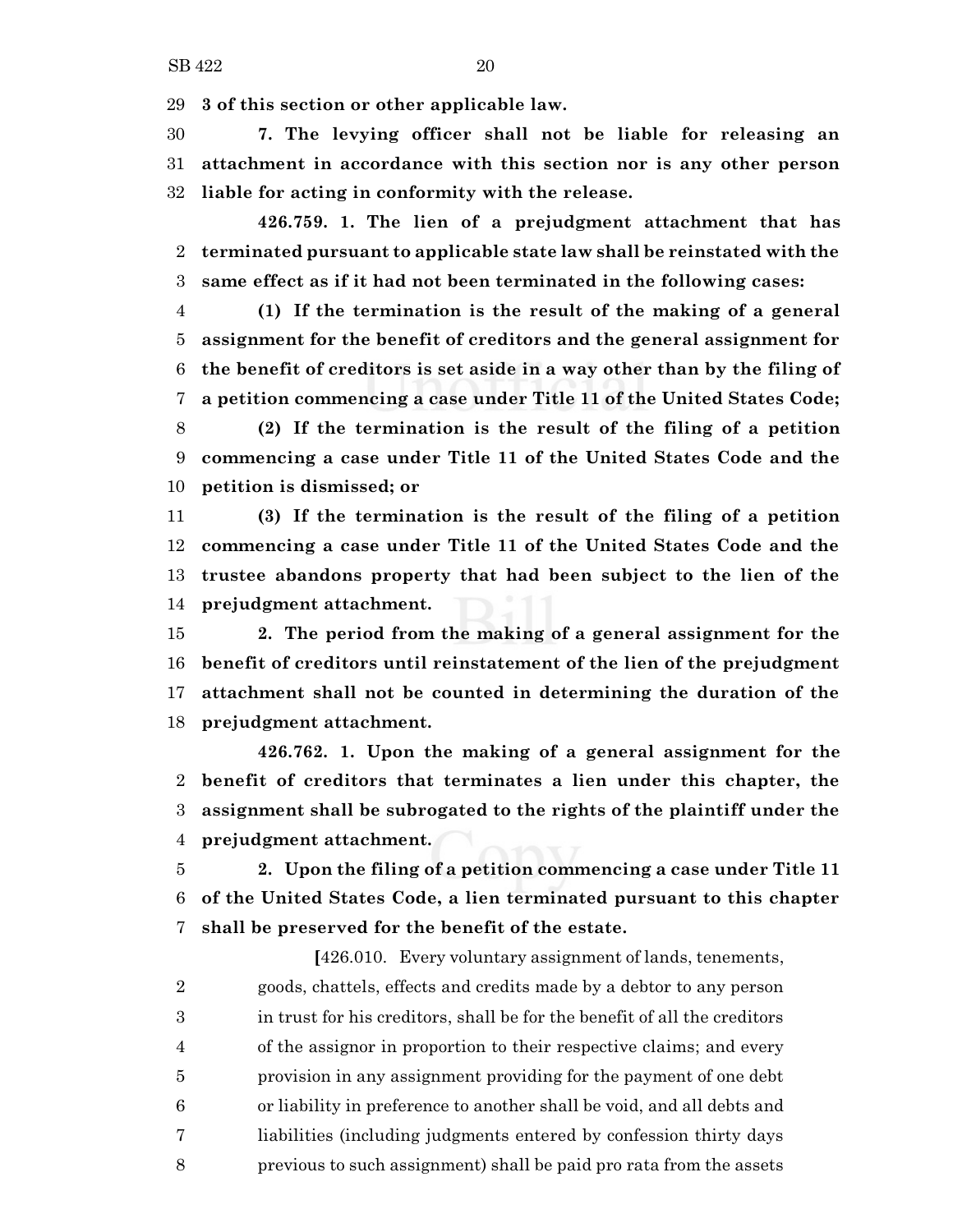**3 of this section or other applicable law.**

**7. The levying officer shall not be liable for releasing an attachment in accordance with this section nor is any other person liable for acting in conformity with the release.**

**426.759. 1. The lien of a prejudgment attachment that has terminated pursuant to applicable state law shall be reinstated with the same effect as if it had not been terminated in the following cases:**

**(1) If the termination is the result of the making of a general assignment for the benefit of creditors and the general assignment for the benefit of creditors is set aside in a way other than by the filing of a petition commencing a case under Title 11 of the United States Code;**

**(2) If the termination is the result of the filing of a petition commencing a case under Title 11 of the United States Code and the petition is dismissed; or**

**(3) If the termination is the result of the filing of a petition commencing a case under Title 11 of the United States Code and the trustee abandons property that had been subject to the lien of the prejudgment attachment.**

**2. The period from the making of a general assignment for the benefit of creditors until reinstatement of the lien of the prejudgment attachment shall not be counted in determining the duration of the prejudgment attachment.**

**426.762. 1. Upon the making of a general assignment for the benefit of creditors that terminates a lien under this chapter, the assignment shall be subrogated to the rights of the plaintiff under the prejudgment attachment.**

**2. Upon the filing of a petition commencing a case under Title 11 of the United States Code, a lien terminated pursuant to this chapter shall be preserved for the benefit of the estate.**

[426.010. Every voluntary assignment of lands, tenements, goods, chattels, effects and credits made by a debtor to any person in trust for his creditors, shall be for the benefit of all the creditors of the assignor in proportion to their respective claims; and every provision in any assignment providing for the payment of one debt or liability in preference to another shall be void, and all debts and liabilities (including judgments entered by confession thirty days previous to such assignment) shall be paid pro rata from the assets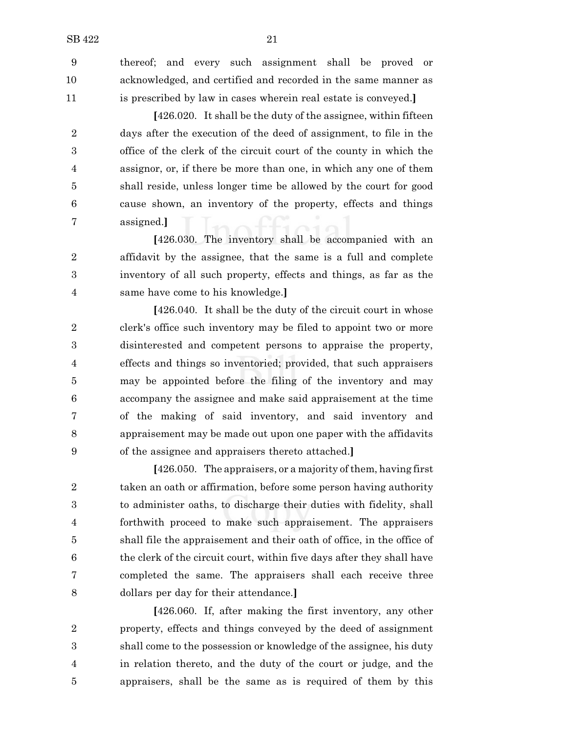thereof; and every such assignment shall be proved or acknowledged, and certified and recorded in the same manner as is prescribed by law in cases wherein real estate is conveyed.**]**

**[**426.020. It shall be the duty of the assignee, within fifteen days after the execution of the deed of assignment, to file in the office of the clerk of the circuit court of the county in which the assignor, or, if there be more than one, in which any one of them shall reside, unless longer time be allowed by the court for good cause shown, an inventory of the property, effects and things assigned.**]**

**[**426.030. The inventory shall be accompanied with an affidavit by the assignee, that the same is a full and complete inventory of all such property, effects and things, as far as the same have come to his knowledge.**]**

**[**426.040. It shall be the duty of the circuit court in whose clerk's office such inventory may be filed to appoint two or more disinterested and competent persons to appraise the property, effects and things so inventoried; provided, that such appraisers may be appointed before the filing of the inventory and may accompany the assignee and make said appraisement at the time of the making of said inventory, and said inventory and appraisement may be made out upon one paper with the affidavits of the assignee and appraisers thereto attached.**]**

**[**426.050. The appraisers, or a majority of them, having first taken an oath or affirmation, before some person having authority to administer oaths, to discharge their duties with fidelity, shall forthwith proceed to make such appraisement. The appraisers shall file the appraisement and their oath of office, in the office of the clerk of the circuit court, within five days after they shall have completed the same. The appraisers shall each receive three dollars per day for their attendance.**]**

**[**426.060. If, after making the first inventory, any other property, effects and things conveyed by the deed of assignment shall come to the possession or knowledge of the assignee, his duty in relation thereto, and the duty of the court or judge, and the appraisers, shall be the same as is required of them by this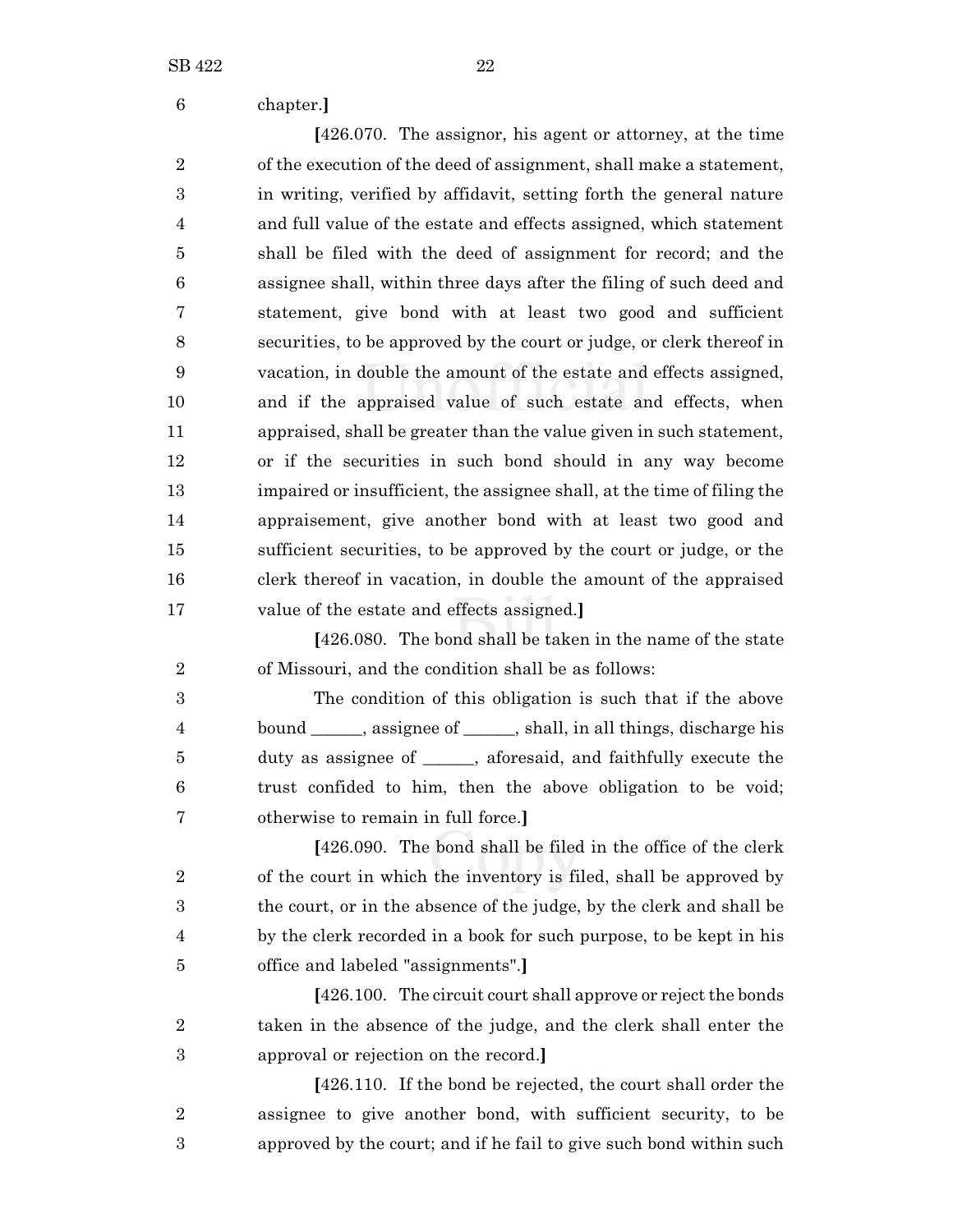chapter.]

[426.070. The assignor, his agent or attorney, at the time of the execution of the deed of assignment, shall make a statement, in writing, verified by affidavit, setting forth the general nature and full value of the estate and effects assigned, which statement shall be filed with the deed of assignment for record; and the assignee shall, within three days after the filing of such deed and statement, give bond with at least two good and sufficient securities, to be approved by the court or judge, or clerk thereof in vacation, in double the amount of the estate and effects assigned, and if the appraised value of such estate and effects, when appraised, shall be greater than the value given in such statement, or if the securities in such bond should in any way become impaired or insufficient, the assignee shall, at the time of filing the appraisement, give another bond with at least two good and sufficient securities, to be approved by the court or judge, or the clerk thereof in vacation, in double the amount of the appraised value of the estate and effects assigned.]

[426.080. The bond shall be taken in the name of the state of Missouri, and the condition shall be as follows:

The condition of this obligation is such that if the above bound ______, assignee of ______, shall, in all things, discharge his duty as assignee of ______, aforesaid, and faithfully execute the trust confided to him, then the above obligation to be void; otherwise to remain in full force.]

[426.090. The bond shall be filed in the office of the clerk of the court in which the inventory is filed, shall be approved by the court, or in the absence of the judge, by the clerk and shall be by the clerk recorded in a book for such purpose, to be kept in his office and labeled "assignments".]

[426.100. The circuit court shall approve or reject the bonds taken in the absence of the judge, and the clerk shall enter the approval or rejection on the record.]

[426.110. If the bond be rejected, the court shall order the assignee to give another bond, with sufficient security, to be approved by the court; and if he fail to give such bond within such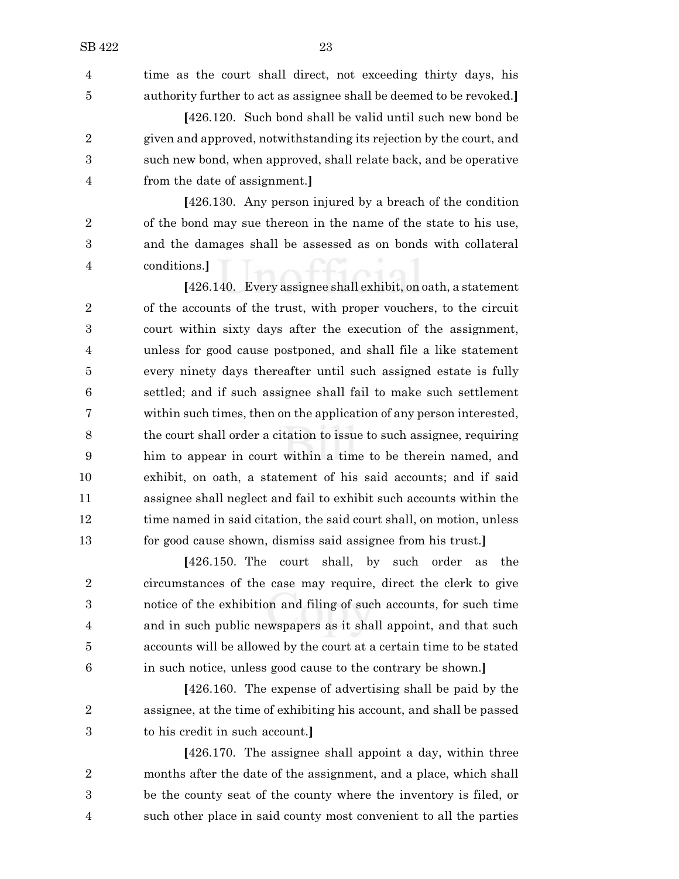time as the court shall direct, not exceeding thirty days, his authority further to act as assignee shall be deemed to be revoked.]

[426.120. Such bond shall be valid until such new bond be given and approved, notwithstanding its rejection by the court, and such new bond, when approved, shall relate back, and be operative from the date of assignment.]

[426.130. Any person injured by a breach of the condition of the bond may sue thereon in the name of the state to his use, and the damages shall be assessed as on bonds with collateral conditions.]

[426.140. Every assignee shall exhibit, on oath, a statement of the accounts of the trust, with proper vouchers, to the circuit court within sixty days after the execution of the assignment, unless for good cause postponed, and shall file a like statement every ninety days thereafter until such assigned estate is fully settled; and if such assignee shall fail to make such settlement within such times, then on the application of any person interested, the court shall order a citation to issue to such assignee, requiring him to appear in court within a time to be therein named, and exhibit, on oath, a statement of his said accounts; and if said assignee shall neglect and fail to exhibit such accounts within the time named in said citation, the said court shall, on motion, unless for good cause shown, dismiss said assignee from his trust.]

[426.150. The court shall, by such order as the circumstances of the case may require, direct the clerk to give notice of the exhibition and filing of such accounts, for such time and in such public newspapers as it shall appoint, and that such accounts will be allowed by the court at a certain time to be stated in such notice, unless good cause to the contrary be shown.]

[426.160. The expense of advertising shall be paid by the assignee, at the time of exhibiting his account, and shall be passed to his credit in such account.]

[426.170. The assignee shall appoint a day, within three months after the date of the assignment, and a place, which shall be the county seat of the county where the inventory is filed, or such other place in said county most convenient to all the parties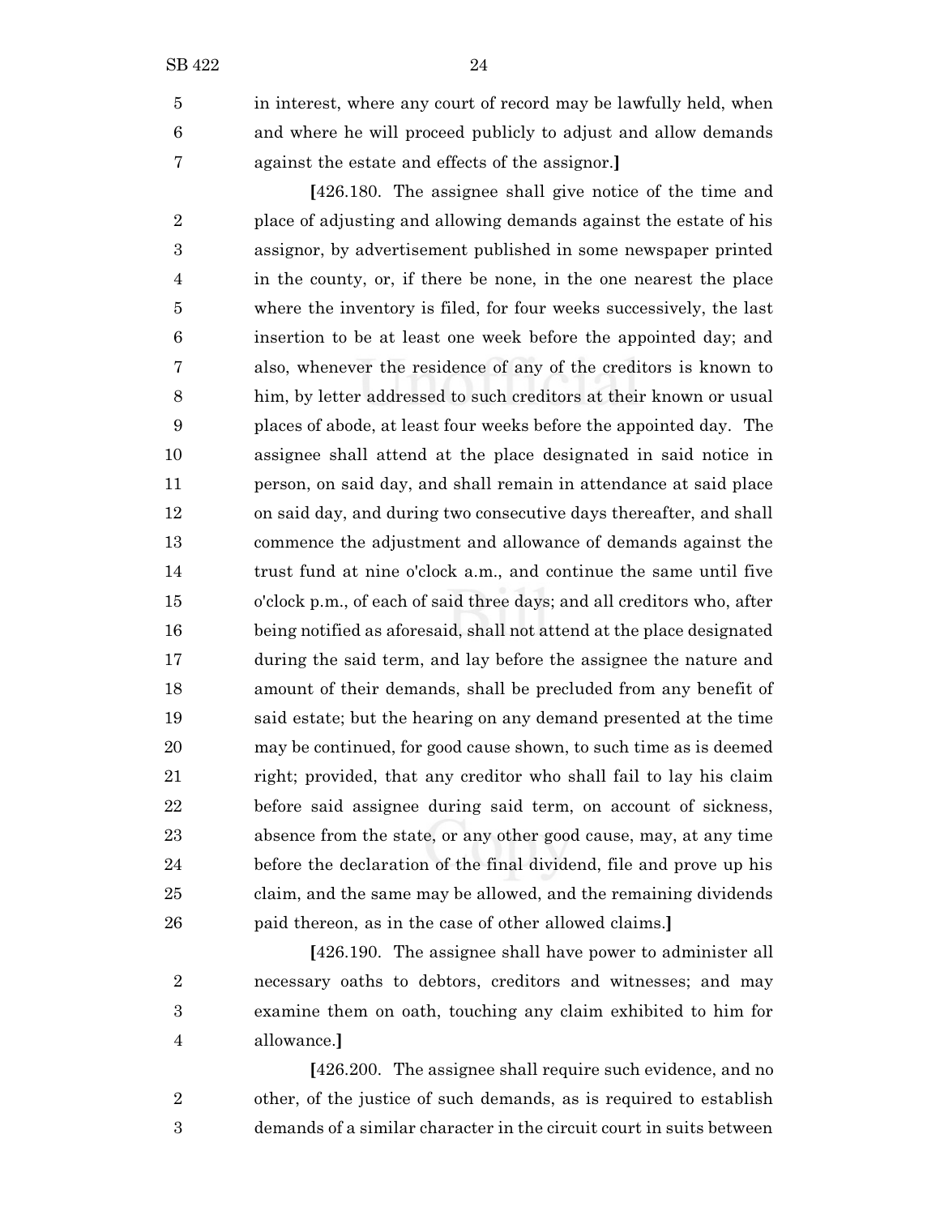in interest, where any court of record may be lawfully held, when and where he will proceed publicly to adjust and allow demands against the estate and effects of the assignor.]

[426.180. The assignee shall give notice of the time and place of adjusting and allowing demands against the estate of his assignor, by advertisement published in some newspaper printed in the county, or, if there be none, in the one nearest the place where the inventory is filed, for four weeks successively, the last insertion to be at least one week before the appointed day; and also, whenever the residence of any of the creditors is known to him, by letter addressed to such creditors at their known or usual places of abode, at least four weeks before the appointed day. The assignee shall attend at the place designated in said notice in person, on said day, and shall remain in attendance at said place on said day, and during two consecutive days thereafter, and shall commence the adjustment and allowance of demands against the trust fund at nine o'clock a.m., and continue the same until five o'clock p.m., of each of said three days; and all creditors who, after being notified as aforesaid, shall not attend at the place designated during the said term, and lay before the assignee the nature and amount of their demands, shall be precluded from any benefit of said estate; but the hearing on any demand presented at the time may be continued, for good cause shown, to such time as is deemed right; provided, that any creditor who shall fail to lay his claim before said assignee during said term, on account of sickness, absence from the state, or any other good cause, may, at any time before the declaration of the final dividend, file and prove up his claim, and the same may be allowed, and the remaining dividends paid thereon, as in the case of other allowed claims.]

[426.190. The assignee shall have power to administer all necessary oaths to debtors, creditors and witnesses; and may examine them on oath, touching any claim exhibited to him for allowance.]

[426.200. The assignee shall require such evidence, and no other, of the justice of such demands, as is required to establish demands of a similar character in the circuit court in suits between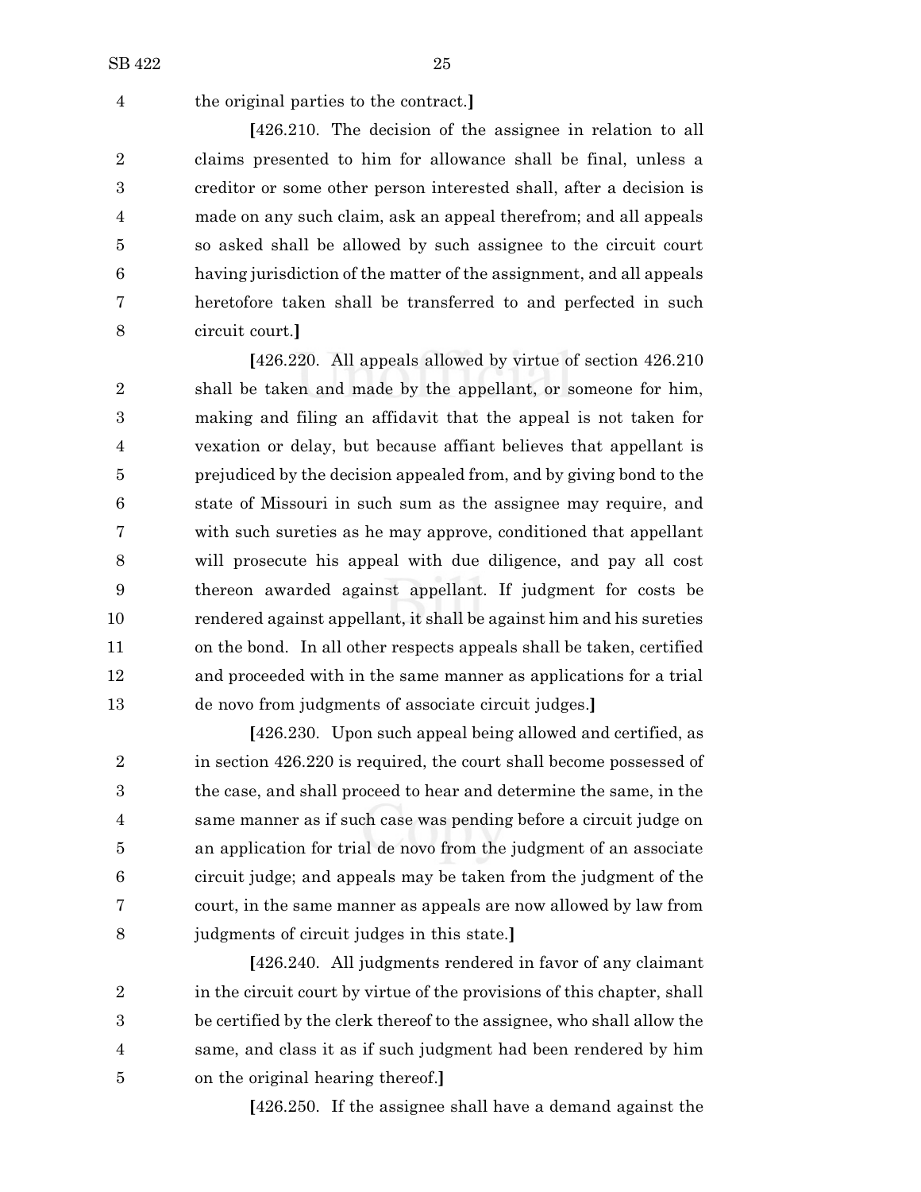the original parties to the contract.]

[426.210. The decision of the assignee in relation to all claims presented to him for allowance shall be final, unless a creditor or some other person interested shall, after a decision is made on any such claim, ask an appeal therefrom; and all appeals so asked shall be allowed by such assignee to the circuit court having jurisdiction of the matter of the assignment, and all appeals heretofore taken shall be transferred to and perfected in such circuit court.]

[426.220. All appeals allowed by virtue of section 426.210 shall be taken and made by the appellant, or someone for him, making and filing an affidavit that the appeal is not taken for vexation or delay, but because affiant believes that appellant is prejudiced by the decision appealed from, and by giving bond to the state of Missouri in such sum as the assignee may require, and with such sureties as he may approve, conditioned that appellant will prosecute his appeal with due diligence, and pay all cost thereon awarded against appellant. If judgment for costs be rendered against appellant, it shall be against him and his sureties on the bond. In all other respects appeals shall be taken, certified and proceeded with in the same manner as applications for a trial de novo from judgments of associate circuit judges.]

[426.230. Upon such appeal being allowed and certified, as in section 426.220 is required, the court shall become possessed of the case, and shall proceed to hear and determine the same, in the same manner as if such case was pending before a circuit judge on an application for trial de novo from the judgment of an associate circuit judge; and appeals may be taken from the judgment of the court, in the same manner as appeals are now allowed by law from judgments of circuit judges in this state.]

[426.240. All judgments rendered in favor of any claimant in the circuit court by virtue of the provisions of this chapter, shall be certified by the clerk thereof to the assignee, who shall allow the same, and class it as if such judgment had been rendered by him on the original hearing thereof.]

[426.250. If the assignee shall have a demand against the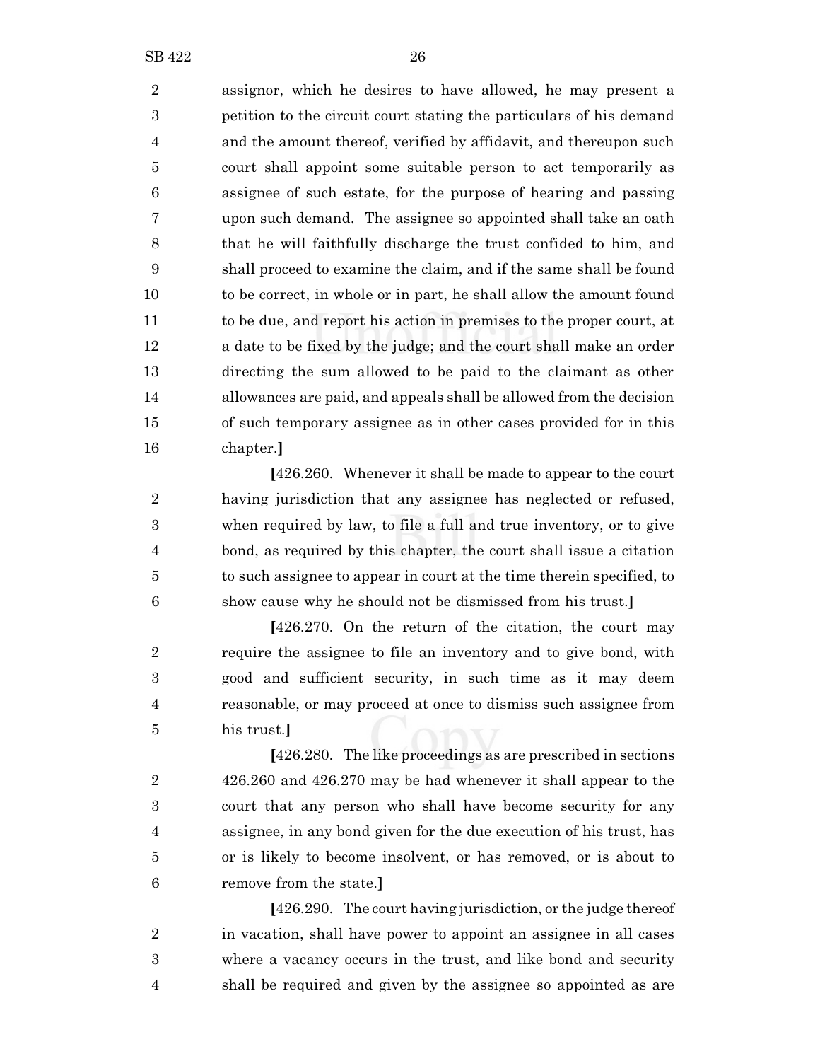assignor, which he desires to have allowed, he may present a petition to the circuit court stating the particulars of his demand and the amount thereof, verified by affidavit, and thereupon such court shall appoint some suitable person to act temporarily as assignee of such estate, for the purpose of hearing and passing upon such demand. The assignee so appointed shall take an oath that he will faithfully discharge the trust confided to him, and shall proceed to examine the claim, and if the same shall be found to be correct, in whole or in part, he shall allow the amount found to be due, and report his action in premises to the proper court, at a date to be fixed by the judge; and the court shall make an order directing the sum allowed to be paid to the claimant as other allowances are paid, and appeals shall be allowed from the decision of such temporary assignee as in other cases provided for in this chapter.**]**

**[**426.260. Whenever it shall be made to appear to the court having jurisdiction that any assignee has neglected or refused, when required by law, to file a full and true inventory, or to give bond, as required by this chapter, the court shall issue a citation to such assignee to appear in court at the time therein specified, to show cause why he should not be dismissed from his trust.**]**

**[**426.270. On the return of the citation, the court may require the assignee to file an inventory and to give bond, with good and sufficient security, in such time as it may deem reasonable, or may proceed at once to dismiss such assignee from his trust.**]**

**[**426.280. The like proceedings as are prescribed in sections 426.260 and 426.270 may be had whenever it shall appear to the court that any person who shall have become security for any assignee, in any bond given for the due execution of his trust, has or is likely to become insolvent, or has removed, or is about to remove from the state.**]**

**[**426.290. The court having jurisdiction, or the judge thereof in vacation, shall have power to appoint an assignee in all cases where a vacancy occurs in the trust, and like bond and security shall be required and given by the assignee so appointed as are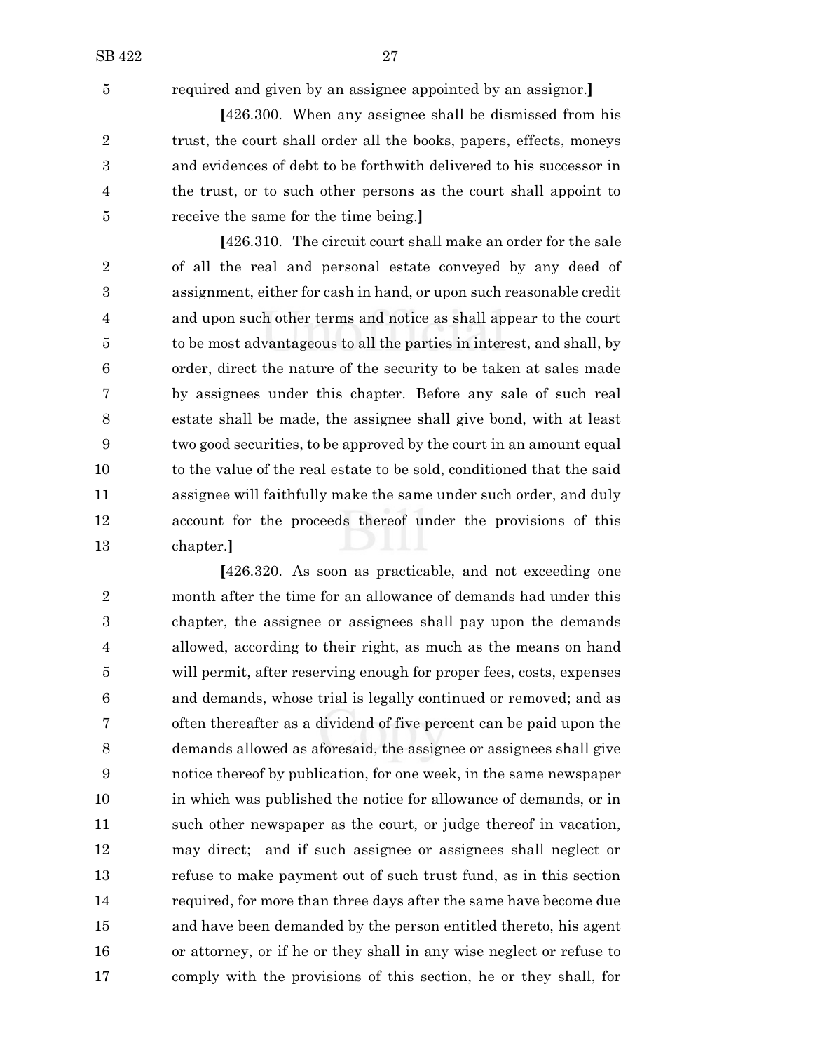required and given by an assignee appointed by an assignor.**]**

**[**426.300. When any assignee shall be dismissed from his trust, the court shall order all the books, papers, effects, moneys and evidences of debt to be forthwith delivered to his successor in the trust, or to such other persons as the court shall appoint to receive the same for the time being.**]**

**[**426.310. The circuit court shall make an order for the sale of all the real and personal estate conveyed by any deed of assignment, either for cash in hand, or upon such reasonable credit and upon such other terms and notice as shall appear to the court to be most advantageous to all the parties in interest, and shall, by order, direct the nature of the security to be taken at sales made by assignees under this chapter. Before any sale of such real estate shall be made, the assignee shall give bond, with at least two good securities, to be approved by the court in an amount equal to the value of the real estate to be sold, conditioned that the said assignee will faithfully make the same under such order, and duly account for the proceeds thereof under the provisions of this chapter.**]**

**[**426.320. As soon as practicable, and not exceeding one month after the time for an allowance of demands had under this chapter, the assignee or assignees shall pay upon the demands allowed, according to their right, as much as the means on hand will permit, after reserving enough for proper fees, costs, expenses and demands, whose trial is legally continued or removed; and as often thereafter as a dividend of five percent can be paid upon the demands allowed as aforesaid, the assignee or assignees shall give notice thereof by publication, for one week, in the same newspaper in which was published the notice for allowance of demands, or in such other newspaper as the court, or judge thereof in vacation, may direct; and if such assignee or assignees shall neglect or refuse to make payment out of such trust fund, as in this section required, for more than three days after the same have become due and have been demanded by the person entitled thereto, his agent or attorney, or if he or they shall in any wise neglect or refuse to comply with the provisions of this section, he or they shall, for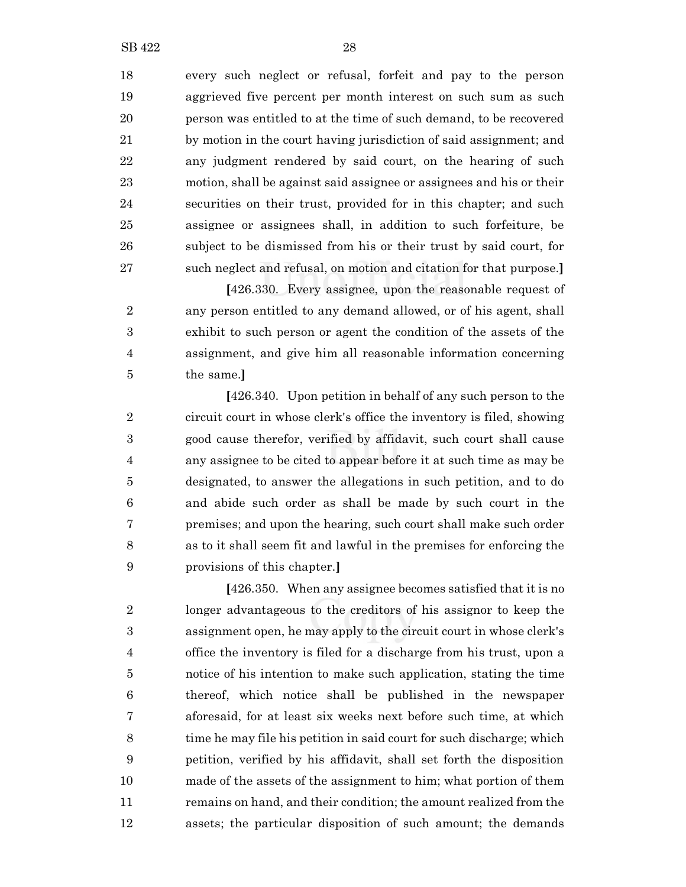every such neglect or refusal, forfeit and pay to the person aggrieved five percent per month interest on such sum as such person was entitled to at the time of such demand, to be recovered by motion in the court having jurisdiction of said assignment; and any judgment rendered by said court, on the hearing of such motion, shall be against said assignee or assignees and his or their securities on their trust, provided for in this chapter; and such assignee or assignees shall, in addition to such forfeiture, be subject to be dismissed from his or their trust by said court, for such neglect and refusal, on motion and citation for that purpose.**]**

**[**426.330. Every assignee, upon the reasonable request of any person entitled to any demand allowed, or of his agent, shall exhibit to such person or agent the condition of the assets of the assignment, and give him all reasonable information concerning the same.**]**

**[**426.340. Upon petition in behalf of any such person to the circuit court in whose clerk's office the inventory is filed, showing good cause therefor, verified by affidavit, such court shall cause any assignee to be cited to appear before it at such time as may be designated, to answer the allegations in such petition, and to do and abide such order as shall be made by such court in the premises; and upon the hearing, such court shall make such order as to it shall seem fit and lawful in the premises for enforcing the provisions of this chapter.**]**

**[**426.350. When any assignee becomes satisfied that it is no longer advantageous to the creditors of his assignor to keep the assignment open, he may apply to the circuit court in whose clerk's office the inventory is filed for a discharge from his trust, upon a notice of his intention to make such application, stating the time thereof, which notice shall be published in the newspaper aforesaid, for at least six weeks next before such time, at which time he may file his petition in said court for such discharge; which petition, verified by his affidavit, shall set forth the disposition made of the assets of the assignment to him; what portion of them remains on hand, and their condition; the amount realized from the assets; the particular disposition of such amount; the demands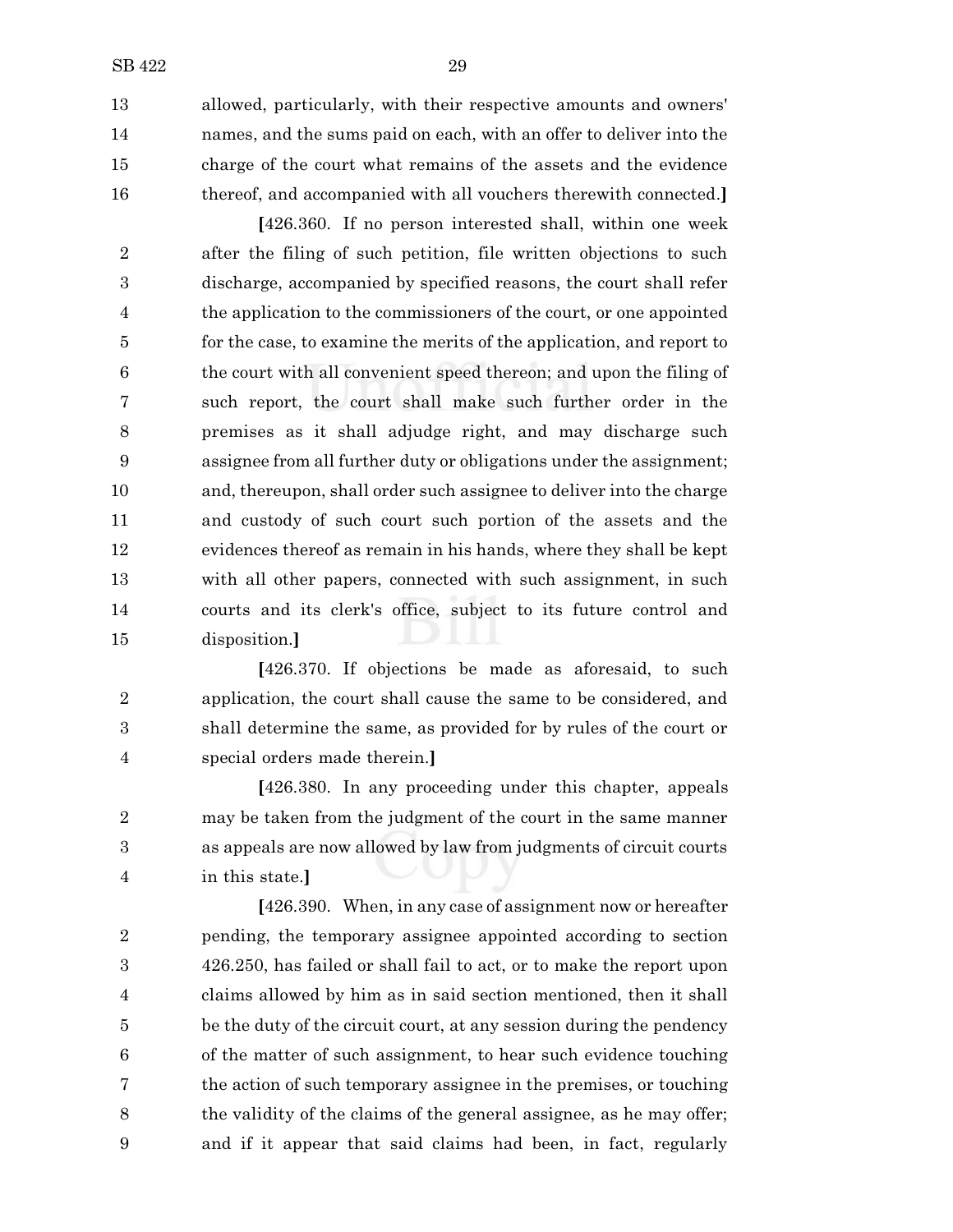allowed, particularly, with their respective amounts and owners' names, and the sums paid on each, with an offer to deliver into the charge of the court what remains of the assets and the evidence thereof, and accompanied with all vouchers therewith connected.]

[426.360. If no person interested shall, within one week after the filing of such petition, file written objections to such discharge, accompanied by specified reasons, the court shall refer the application to the commissioners of the court, or one appointed for the case, to examine the merits of the application, and report to the court with all convenient speed thereon; and upon the filing of such report, the court shall make such further order in the premises as it shall adjudge right, and may discharge such assignee from all further duty or obligations under the assignment; and, thereupon, shall order such assignee to deliver into the charge and custody of such court such portion of the assets and the evidences thereof as remain in his hands, where they shall be kept with all other papers, connected with such assignment, in such courts and its clerk's office, subject to its future control and disposition.]

[426.370. If objections be made as aforesaid, to such application, the court shall cause the same to be considered, and shall determine the same, as provided for by rules of the court or special orders made therein.]

[426.380. In any proceeding under this chapter, appeals may be taken from the judgment of the court in the same manner as appeals are now allowed by law from judgments of circuit courts in this state.]

[426.390. When, in any case of assignment now or hereafter pending, the temporary assignee appointed according to section 426.250, has failed or shall fail to act, or to make the report upon claims allowed by him as in said section mentioned, then it shall be the duty of the circuit court, at any session during the pendency of the matter of such assignment, to hear such evidence touching the action of such temporary assignee in the premises, or touching the validity of the claims of the general assignee, as he may offer; and if it appear that said claims had been, in fact, regularly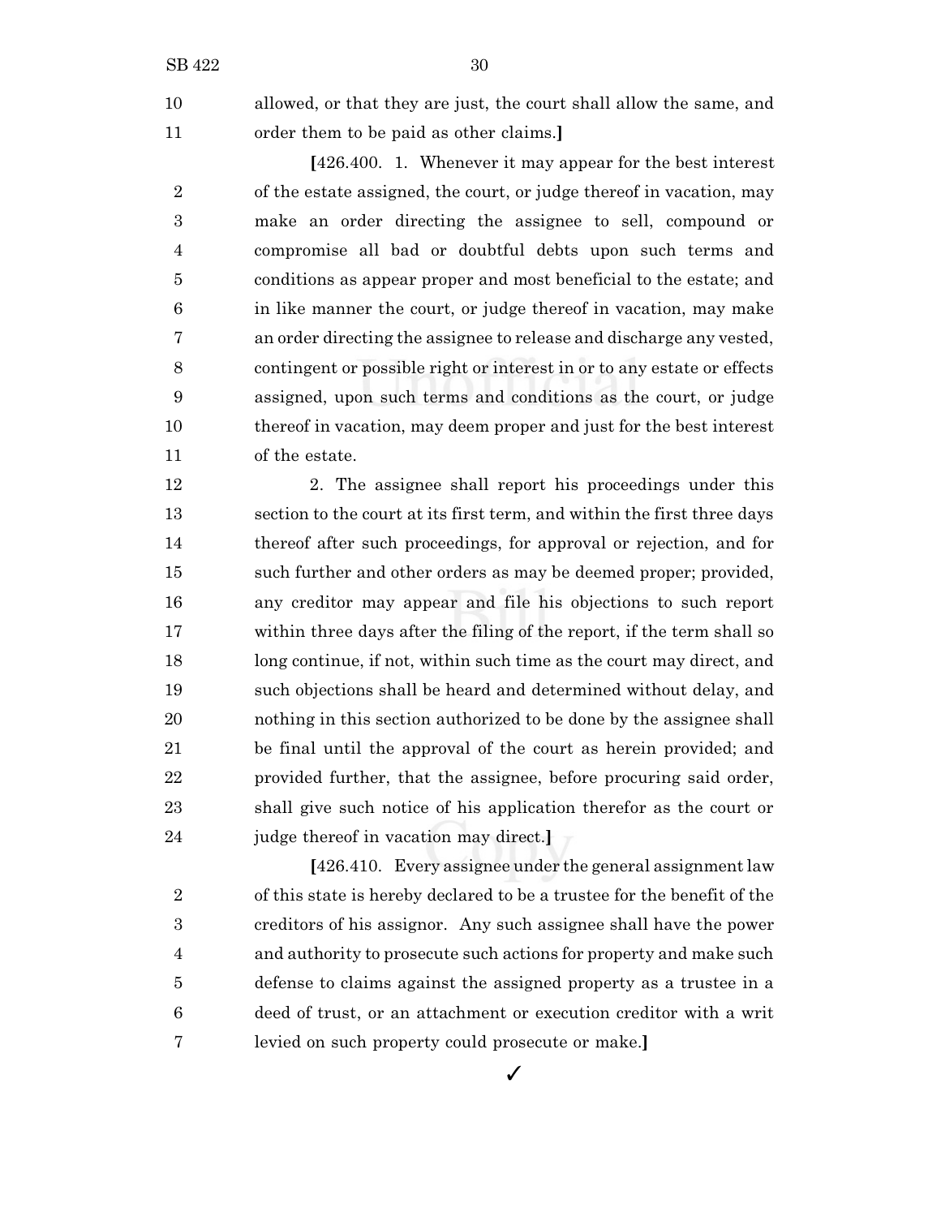allowed, or that they are just, the court shall allow the same, and order them to be paid as other claims.]

[426.400. 1. Whenever it may appear for the best interest of the estate assigned, the court, or judge thereof in vacation, may make an order directing the assignee to sell, compound or compromise all bad or doubtful debts upon such terms and conditions as appear proper and most beneficial to the estate; and in like manner the court, or judge thereof in vacation, may make an order directing the assignee to release and discharge any vested, contingent or possible right or interest in or to any estate or effects assigned, upon such terms and conditions as the court, or judge thereof in vacation, may deem proper and just for the best interest of the estate.

2. The assignee shall report his proceedings under this section to the court at its first term, and within the first three days thereof after such proceedings, for approval or rejection, and for such further and other orders as may be deemed proper; provided, any creditor may appear and file his objections to such report within three days after the filing of the report, if the term shall so long continue, if not, within such time as the court may direct, and such objections shall be heard and determined without delay, and nothing in this section authorized to be done by the assignee shall be final until the approval of the court as herein provided; and provided further, that the assignee, before procuring said order, shall give such notice of his application therefor as the court or judge thereof in vacation may direct.]

[426.410. Every assignee under the general assignment law of this state is hereby declared to be a trustee for the benefit of the creditors of his assignor. Any such assignee shall have the power and authority to prosecute such actions for property and make such defense to claims against the assigned property as a trustee in a deed of trust, or an attachment or execution creditor with a writ levied on such property could prosecute or make.]

✓